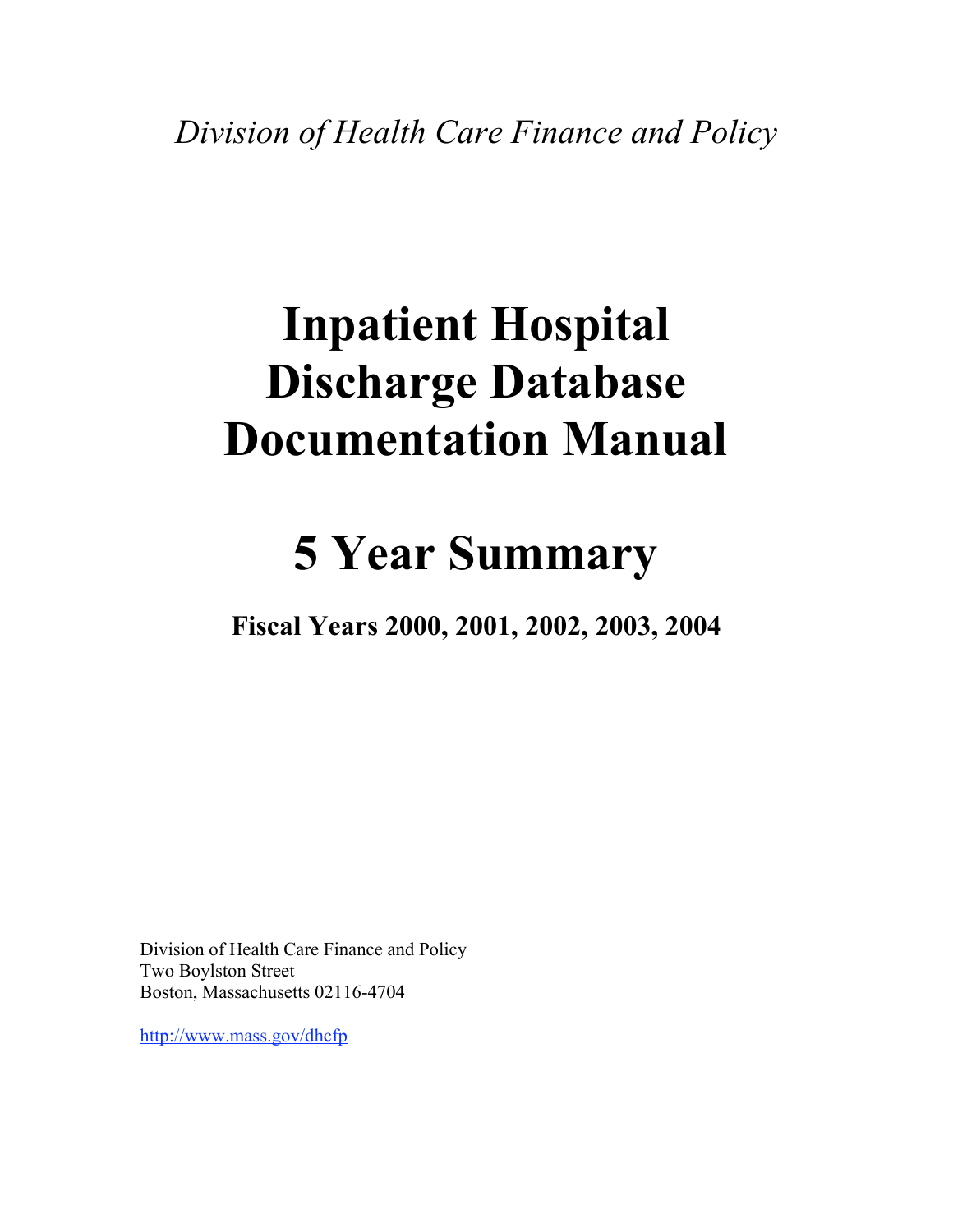*Division of Health Care Finance and Policy*

# Inpatient Hospital Discharge Database Documentation Manual

# 5 Year Summary

## Fiscal Years 2000, 2001, 2002, 2003, 2004

Division of Health Care Finance and Policy
Two Boylston Street
Boston, Massachusetts 02116-4704

http://www.mass.gov/dhcfp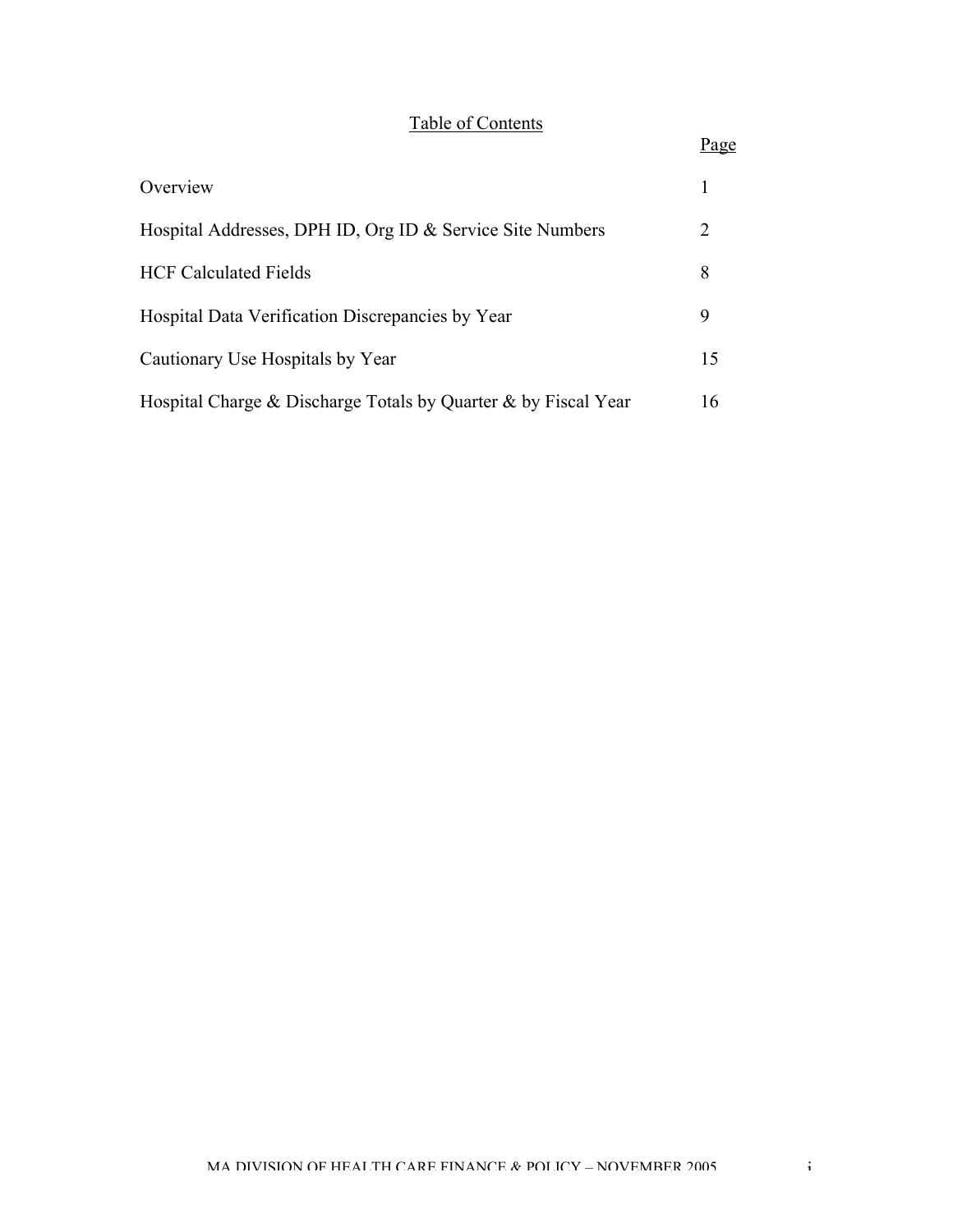# Table of Contents

| | Page |
|---|---|
| Overview | 1 |
| Hospital Addresses, DPH ID, Org ID & Service Site Numbers | 2 |
| HCF Calculated Fields | 8 |
| Hospital Data Verification Discrepancies by Year | 9 |
| Cautionary Use Hospitals by Year | 15 |
| Hospital Charge & Discharge Totals by Quarter & by Fiscal Year | 16 |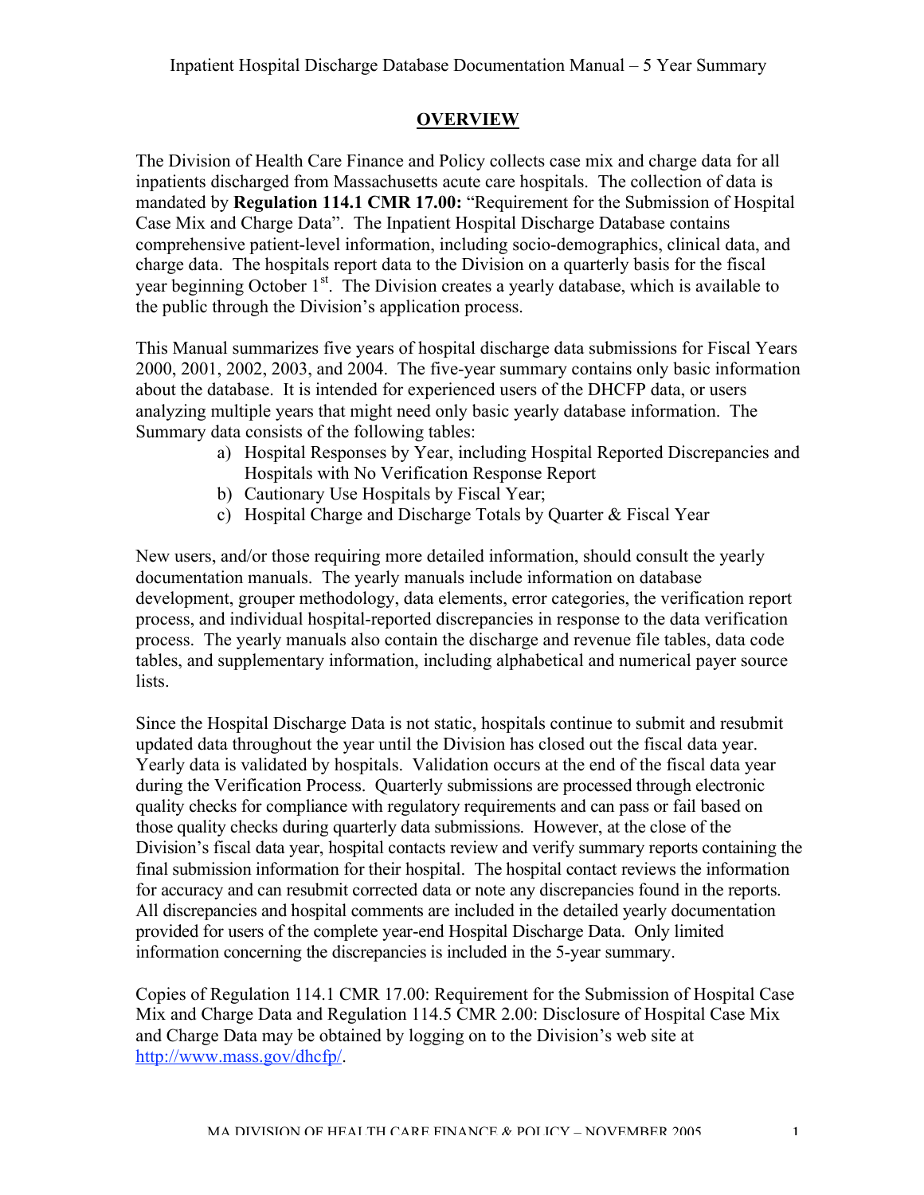## OVERVIEW

The Division of Health Care Finance and Policy collects case mix and charge data for all inpatients discharged from Massachusetts acute care hospitals. The collection of data is mandated by **Regulation 114.1 CMR 17.00:** "Requirement for the Submission of Hospital Case Mix and Charge Data". The Inpatient Hospital Discharge Database contains comprehensive patient-level information, including socio-demographics, clinical data, and charge data. The hospitals report data to the Division on a quarterly basis for the fiscal year beginning October 1st. The Division creates a yearly database, which is available to the public through the Division's application process.

This Manual summarizes five years of hospital discharge data submissions for Fiscal Years 2000, 2001, 2002, 2003, and 2004. The five-year summary contains only basic information about the database. It is intended for experienced users of the DHCFP data, or users analyzing multiple years that might need only basic yearly database information. The Summary data consists of the following tables:

a) Hospital Responses by Year, including Hospital Reported Discrepancies and Hospitals with No Verification Response Report
b) Cautionary Use Hospitals by Fiscal Year;
c) Hospital Charge and Discharge Totals by Quarter & Fiscal Year

New users, and/or those requiring more detailed information, should consult the yearly documentation manuals. The yearly manuals include information on database development, grouper methodology, data elements, error categories, the verification report process, and individual hospital-reported discrepancies in response to the data verification process. The yearly manuals also contain the discharge and revenue file tables, data code tables, and supplementary information, including alphabetical and numerical payer source lists.

Since the Hospital Discharge Data is not static, hospitals continue to submit and resubmit updated data throughout the year until the Division has closed out the fiscal data year. Yearly data is validated by hospitals. Validation occurs at the end of the fiscal data year during the Verification Process. Quarterly submissions are processed through electronic quality checks for compliance with regulatory requirements and can pass or fail based on those quality checks during quarterly data submissions. However, at the close of the Division's fiscal data year, hospital contacts review and verify summary reports containing the final submission information for their hospital. The hospital contact reviews the information for accuracy and can resubmit corrected data or note any discrepancies found in the reports. All discrepancies and hospital comments are included in the detailed yearly documentation provided for users of the complete year-end Hospital Discharge Data. Only limited information concerning the discrepancies is included in the 5-year summary.

Copies of Regulation 114.1 CMR 17.00: Requirement for the Submission of Hospital Case Mix and Charge Data and Regulation 114.5 CMR 2.00: Disclosure of Hospital Case Mix and Charge Data may be obtained by logging on to the Division's web site at http://www.mass.gov/dhcfp/.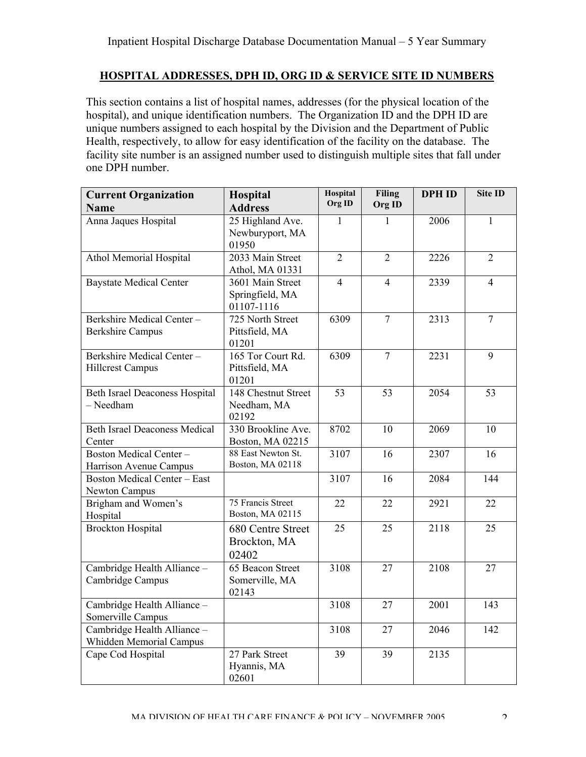## HOSPITAL ADDRESSES, DPH ID, ORG ID & SERVICE SITE ID NUMBERS

This section contains a list of hospital names, addresses (for the physical location of the hospital), and unique identification numbers. The Organization ID and the DPH ID are unique numbers assigned to each hospital by the Division and the Department of Public Health, respectively, to allow for easy identification of the facility on the database. The facility site number is an assigned number used to distinguish multiple sites that fall under one DPH number.

| Current Organization Name | Hospital Address | Hospital Org ID | Filing Org ID | DPH ID | Site ID |
|---|---|---|---|---|---|
| Anna Jaques Hospital | 25 Highland Ave. Newburyport, MA 01950 | 1 | 1 | 2006 | 1 |
| Athol Memorial Hospital | 2033 Main Street Athol, MA 01331 | 2 | 2 | 2226 | 2 |
| Baystate Medical Center | 3601 Main Street Springfield, MA 01107-1116 | 4 | 4 | 2339 | 4 |
| Berkshire Medical Center – Berkshire Campus | 725 North Street Pittsfield, MA 01201 | 6309 | 7 | 2313 | 7 |
| Berkshire Medical Center – Hillcrest Campus | 165 Tor Court Rd. Pittsfield, MA 01201 | 6309 | 7 | 2231 | 9 |
| Beth Israel Deaconess Hospital – Needham | 148 Chestnut Street Needham, MA 02192 | 53 | 53 | 2054 | 53 |
| Beth Israel Deaconess Medical Center | 330 Brookline Ave. Boston, MA 02215 | 8702 | 10 | 2069 | 10 |
| Boston Medical Center – Harrison Avenue Campus | 88 East Newton St. Boston, MA 02118 | 3107 | 16 | 2307 | 16 |
| Boston Medical Center – East Newton Campus | | 3107 | 16 | 2084 | 144 |
| Brigham and Women's Hospital | 75 Francis Street Boston, MA 02115 | 22 | 22 | 2921 | 22 |
| Brockton Hospital | 680 Centre Street Brockton, MA 02402 | 25 | 25 | 2118 | 25 |
| Cambridge Health Alliance – Cambridge Campus | 65 Beacon Street Somerville, MA 02143 | 3108 | 27 | 2108 | 27 |
| Cambridge Health Alliance – Somerville Campus | | 3108 | 27 | 2001 | 143 |
| Cambridge Health Alliance – Whidden Memorial Campus | | 3108 | 27 | 2046 | 142 |
| Cape Cod Hospital | 27 Park Street Hyannis, MA 02601 | 39 | 39 | 2135 | |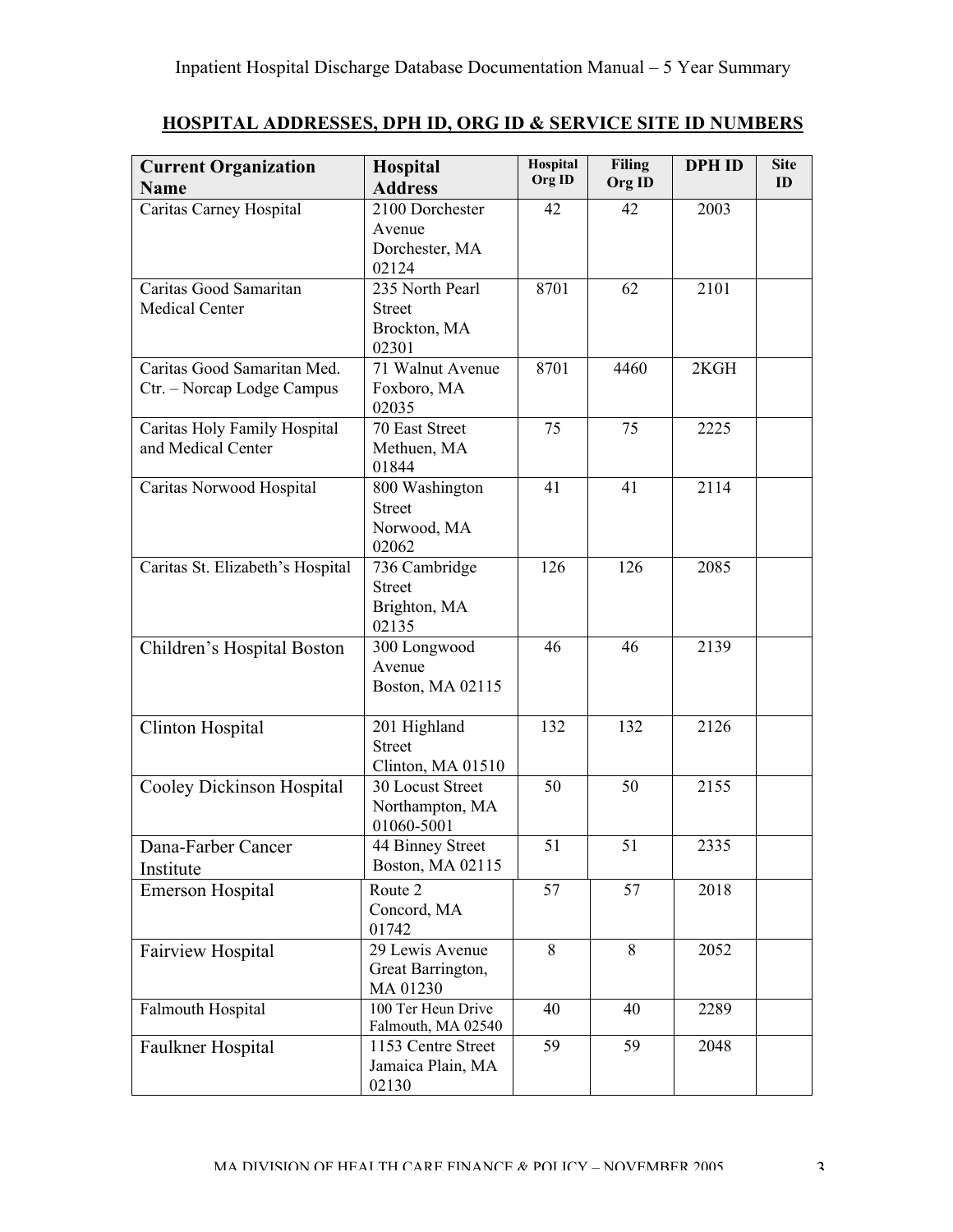## HOSPITAL ADDRESSES, DPH ID, ORG ID & SERVICE SITE ID NUMBERS

| Current Organization Name | Hospital Address | Hospital Org ID | Filing Org ID | DPH ID | Site ID |
|---|---|---|---|---|---|
| Caritas Carney Hospital | 2100 Dorchester Avenue Dorchester, MA 02124 | 42 | 42 | 2003 | |
| Caritas Good Samaritan Medical Center | 235 North Pearl Street Brockton, MA 02301 | 8701 | 62 | 2101 | |
| Caritas Good Samaritan Med. Ctr. – Norcap Lodge Campus | 71 Walnut Avenue Foxboro, MA 02035 | 8701 | 4460 | 2KGH | |
| Caritas Holy Family Hospital and Medical Center | 70 East Street Methuen, MA 01844 | 75 | 75 | 2225 | |
| Caritas Norwood Hospital | 800 Washington Street Norwood, MA 02062 | 41 | 41 | 2114 | |
| Caritas St. Elizabeth's Hospital | 736 Cambridge Street Brighton, MA 02135 | 126 | 126 | 2085 | |
| Children's Hospital Boston | 300 Longwood Avenue Boston, MA 02115 | 46 | 46 | 2139 | |
| Clinton Hospital | 201 Highland Street Clinton, MA 01510 | 132 | 132 | 2126 | |
| Cooley Dickinson Hospital | 30 Locust Street Northampton, MA 01060-5001 | 50 | 50 | 2155 | |
| Dana-Farber Cancer Institute | 44 Binney Street Boston, MA 02115 | 51 | 51 | 2335 | |
| Emerson Hospital | Route 2 Concord, MA 01742 | 57 | 57 | 2018 | |
| Fairview Hospital | 29 Lewis Avenue Great Barrington, MA 01230 | 8 | 8 | 2052 | |
| Falmouth Hospital | 100 Ter Heun Drive Falmouth, MA 02540 | 40 | 40 | 2289 | |
| Faulkner Hospital | 1153 Centre Street Jamaica Plain, MA 02130 | 59 | 59 | 2048 | |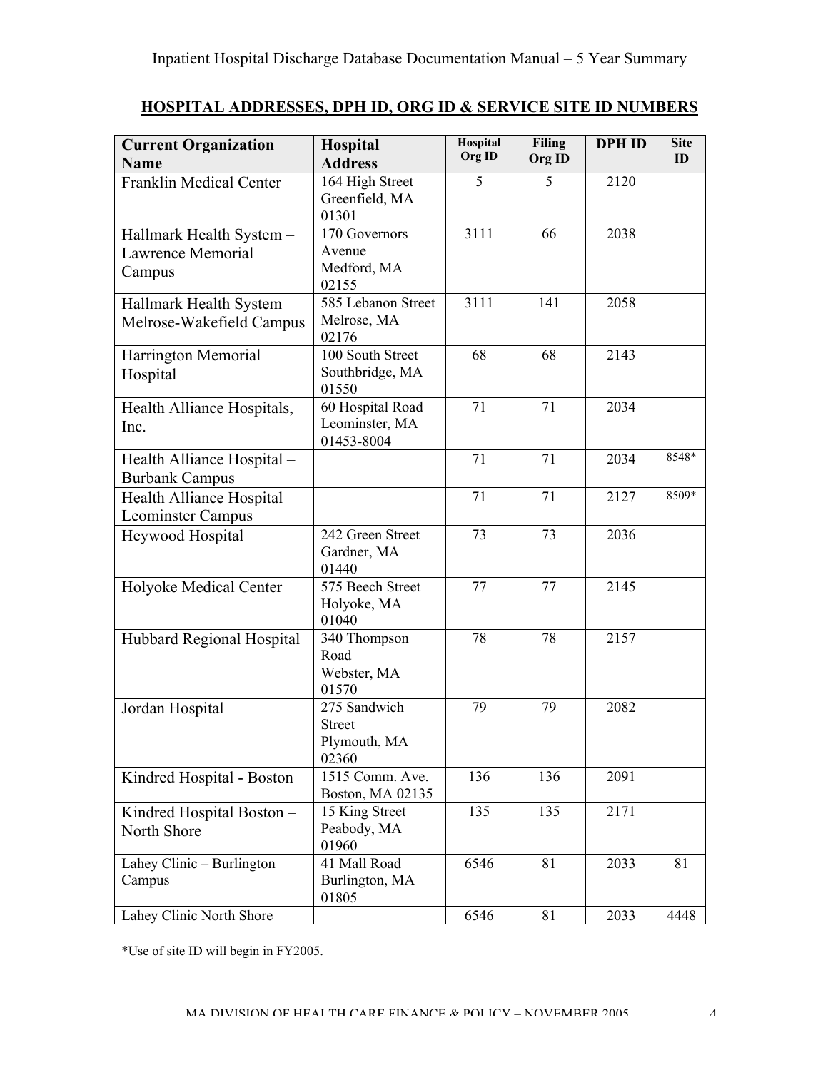## HOSPITAL ADDRESSES, DPH ID, ORG ID & SERVICE SITE ID NUMBERS

| Current Organization Name | Hospital Address | Hospital Org ID | Filing Org ID | DPH ID | Site ID |
|---|---|---|---|---|---|
| Franklin Medical Center | 164 High Street Greenfield, MA 01301 | 5 | 5 | 2120 | |
| Hallmark Health System – Lawrence Memorial Campus | 170 Governors Avenue Medford, MA 02155 | 3111 | 66 | 2038 | |
| Hallmark Health System – Melrose-Wakefield Campus | 585 Lebanon Street Melrose, MA 02176 | 3111 | 141 | 2058 | |
| Harrington Memorial Hospital | 100 South Street Southbridge, MA 01550 | 68 | 68 | 2143 | |
| Health Alliance Hospitals, Inc. | 60 Hospital Road Leominster, MA 01453-8004 | 71 | 71 | 2034 | |
| Health Alliance Hospital – Burbank Campus | | 71 | 71 | 2034 | 8548* |
| Health Alliance Hospital – Leominster Campus | | 71 | 71 | 2127 | 8509* |
| Heywood Hospital | 242 Green Street Gardner, MA 01440 | 73 | 73 | 2036 | |
| Holyoke Medical Center | 575 Beech Street Holyoke, MA 01040 | 77 | 77 | 2145 | |
| Hubbard Regional Hospital | 340 Thompson Road Webster, MA 01570 | 78 | 78 | 2157 | |
| Jordan Hospital | 275 Sandwich Street Plymouth, MA 02360 | 79 | 79 | 2082 | |
| Kindred Hospital - Boston | 1515 Comm. Ave. Boston, MA 02135 | 136 | 136 | 2091 | |
| Kindred Hospital Boston – North Shore | 15 King Street Peabody, MA 01960 | 135 | 135 | 2171 | |
| Lahey Clinic – Burlington Campus | 41 Mall Road Burlington, MA 01805 | 6546 | 81 | 2033 | 81 |
| Lahey Clinic North Shore | | 6546 | 81 | 2033 | 4448 |

*Use of site ID will begin in FY2005.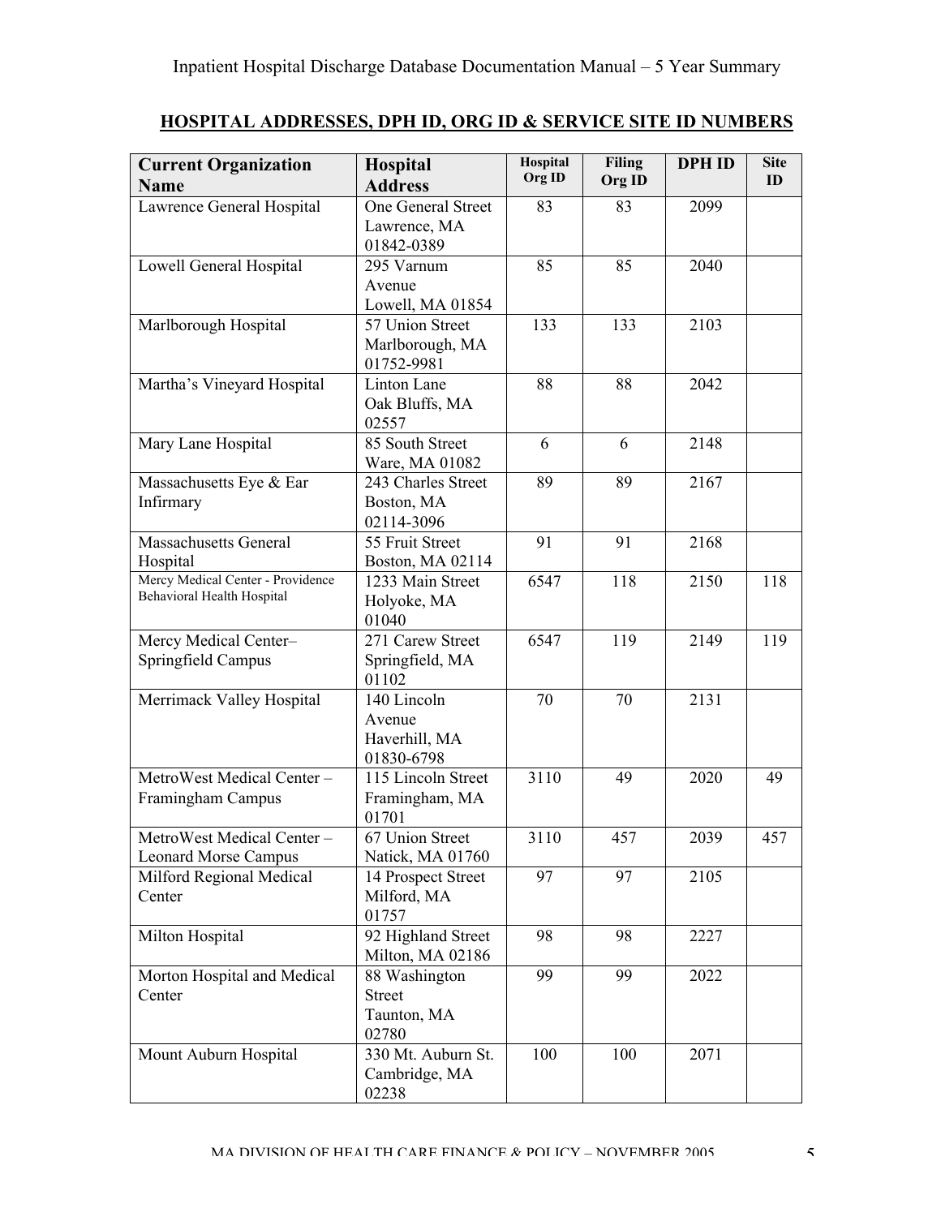## HOSPITAL ADDRESSES, DPH ID, ORG ID & SERVICE SITE ID NUMBERS

| Current Organization Name | Hospital Address | Hospital Org ID | Filing Org ID | DPH ID | Site ID |
|---|---|---|---|---|---|
| Lawrence General Hospital | One General Street Lawrence, MA 01842-0389 | 83 | 83 | 2099 | |
| Lowell General Hospital | 295 Varnum Avenue Lowell, MA 01854 | 85 | 85 | 2040 | |
| Marlborough Hospital | 57 Union Street Marlborough, MA 01752-9981 | 133 | 133 | 2103 | |
| Martha's Vineyard Hospital | Linton Lane Oak Bluffs, MA 02557 | 88 | 88 | 2042 | |
| Mary Lane Hospital | 85 South Street Ware, MA 01082 | 6 | 6 | 2148 | |
| Massachusetts Eye & Ear Infirmary | 243 Charles Street Boston, MA 02114-3096 | 89 | 89 | 2167 | |
| Massachusetts General Hospital | 55 Fruit Street Boston, MA 02114 | 91 | 91 | 2168 | |
| Mercy Medical Center - Providence Behavioral Health Hospital | 1233 Main Street Holyoke, MA 01040 | 6547 | 118 | 2150 | 118 |
| Mercy Medical Center– Springfield Campus | 271 Carew Street Springfield, MA 01102 | 6547 | 119 | 2149 | 119 |
| Merrimack Valley Hospital | 140 Lincoln Avenue Haverhill, MA 01830-6798 | 70 | 70 | 2131 | |
| MetroWest Medical Center – Framingham Campus | 115 Lincoln Street Framingham, MA 01701 | 3110 | 49 | 2020 | 49 |
| MetroWest Medical Center – Leonard Morse Campus | 67 Union Street Natick, MA 01760 | 3110 | 457 | 2039 | 457 |
| Milford Regional Medical Center | 14 Prospect Street Milford, MA 01757 | 97 | 97 | 2105 | |
| Milton Hospital | 92 Highland Street Milton, MA 02186 | 98 | 98 | 2227 | |
| Morton Hospital and Medical Center | 88 Washington Street Taunton, MA 02780 | 99 | 99 | 2022 | |
| Mount Auburn Hospital | 330 Mt. Auburn St. Cambridge, MA 02238 | 100 | 100 | 2071 | |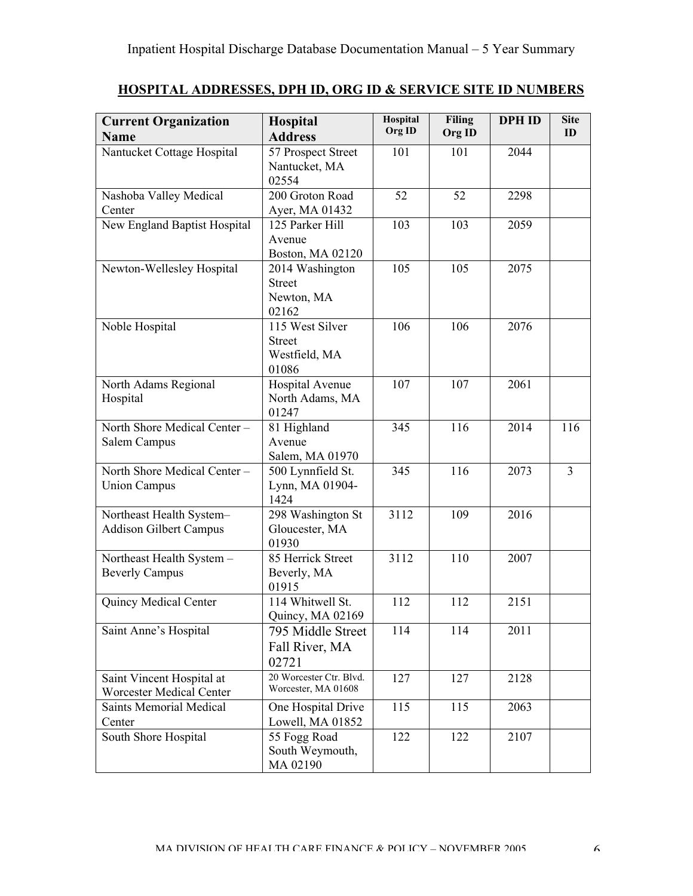## HOSPITAL ADDRESSES, DPH ID, ORG ID & SERVICE SITE ID NUMBERS

| Current Organization Name | Hospital Address | Hospital Org ID | Filing Org ID | DPH ID | Site ID |
|---|---|---|---|---|---|
| Nantucket Cottage Hospital | 57 Prospect Street Nantucket, MA 02554 | 101 | 101 | 2044 | |
| Nashoba Valley Medical Center | 200 Groton Road Ayer, MA 01432 | 52 | 52 | 2298 | |
| New England Baptist Hospital | 125 Parker Hill Avenue Boston, MA 02120 | 103 | 103 | 2059 | |
| Newton-Wellesley Hospital | 2014 Washington Street Newton, MA 02162 | 105 | 105 | 2075 | |
| Noble Hospital | 115 West Silver Street Westfield, MA 01086 | 106 | 106 | 2076 | |
| North Adams Regional Hospital | Hospital Avenue North Adams, MA 01247 | 107 | 107 | 2061 | |
| North Shore Medical Center – Salem Campus | 81 Highland Avenue Salem, MA 01970 | 345 | 116 | 2014 | 116 |
| North Shore Medical Center – Union Campus | 500 Lynnfield St. Lynn, MA 01904-1424 | 345 | 116 | 2073 | 3 |
| Northeast Health System– Addison Gilbert Campus | 298 Washington St Gloucester, MA 01930 | 3112 | 109 | 2016 | |
| Northeast Health System – Beverly Campus | 85 Herrick Street Beverly, MA 01915 | 3112 | 110 | 2007 | |
| Quincy Medical Center | 114 Whitwell St. Quincy, MA 02169 | 112 | 112 | 2151 | |
| Saint Anne's Hospital | 795 Middle Street Fall River, MA 02721 | 114 | 114 | 2011 | |
| Saint Vincent Hospital at Worcester Medical Center | 20 Worcester Ctr. Blvd. Worcester, MA 01608 | 127 | 127 | 2128 | |
| Saints Memorial Medical Center | One Hospital Drive Lowell, MA 01852 | 115 | 115 | 2063 | |
| South Shore Hospital | 55 Fogg Road South Weymouth, MA 02190 | 122 | 122 | 2107 | |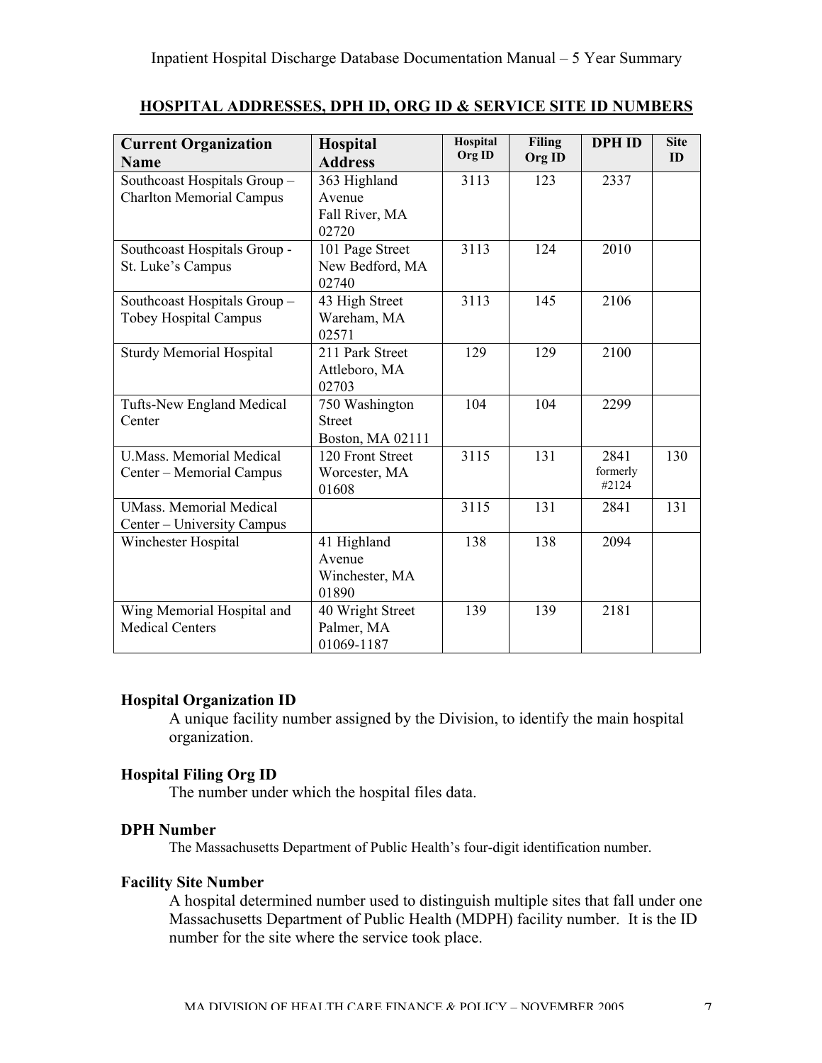## HOSPITAL ADDRESSES, DPH ID, ORG ID & SERVICE SITE ID NUMBERS

| Current Organization Name | Hospital Address | Hospital Org ID | Filing Org ID | DPH ID | Site ID |
|---|---|---|---|---|---|
| Southcoast Hospitals Group – Charlton Memorial Campus | 363 Highland Avenue Fall River, MA 02720 | 3113 | 123 | 2337 | |
| Southcoast Hospitals Group - St. Luke's Campus | 101 Page Street New Bedford, MA 02740 | 3113 | 124 | 2010 | |
| Southcoast Hospitals Group – Tobey Hospital Campus | 43 High Street Wareham, MA 02571 | 3113 | 145 | 2106 | |
| Sturdy Memorial Hospital | 211 Park Street Attleboro, MA 02703 | 129 | 129 | 2100 | |
| Tufts-New England Medical Center | 750 Washington Street Boston, MA 02111 | 104 | 104 | 2299 | |
| U.Mass. Memorial Medical Center – Memorial Campus | 120 Front Street Worcester, MA 01608 | 3115 | 131 | 2841 formerly #2124 | 130 |
| UMass. Memorial Medical Center – University Campus | | 3115 | 131 | 2841 | 131 |
| Winchester Hospital | 41 Highland Avenue Winchester, MA 01890 | 138 | 138 | 2094 | |
| Wing Memorial Hospital and Medical Centers | 40 Wright Street Palmer, MA 01069-1187 | 139 | 139 | 2181 | |

**Hospital Organization ID**

A unique facility number assigned by the Division, to identify the main hospital organization.

**Hospital Filing Org ID**

The number under which the hospital files data.

**DPH Number**

The Massachusetts Department of Public Health's four-digit identification number.

**Facility Site Number**

A hospital determined number used to distinguish multiple sites that fall under one Massachusetts Department of Public Health (MDPH) facility number. It is the ID number for the site where the service took place.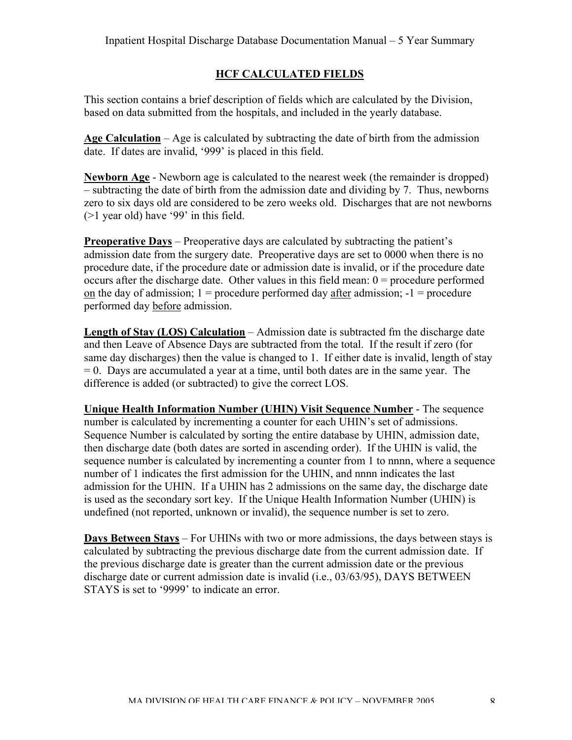## HCF CALCULATED FIELDS

This section contains a brief description of fields which are calculated by the Division, based on data submitted from the hospitals, and included in the yearly database.

**Age Calculation** – Age is calculated by subtracting the date of birth from the admission date. If dates are invalid, '999' is placed in this field.

**Newborn Age** - Newborn age is calculated to the nearest week (the remainder is dropped) – subtracting the date of birth from the admission date and dividing by 7. Thus, newborns zero to six days old are considered to be zero weeks old. Discharges that are not newborns (>1 year old) have '99' in this field.

**Preoperative Days** – Preoperative days are calculated by subtracting the patient's admission date from the surgery date. Preoperative days are set to 0000 when there is no procedure date, if the procedure date or admission date is invalid, or if the procedure date occurs after the discharge date. Other values in this field mean: 0 = procedure performed on the day of admission; 1 = procedure performed day after admission; -1 = procedure performed day before admission.

**Length of Stay (LOS) Calculation** – Admission date is subtracted fm the discharge date and then Leave of Absence Days are subtracted from the total. If the result if zero (for same day discharges) then the value is changed to 1. If either date is invalid, length of stay = 0. Days are accumulated a year at a time, until both dates are in the same year. The difference is added (or subtracted) to give the correct LOS.

**Unique Health Information Number (UHIN) Visit Sequence Number** - The sequence number is calculated by incrementing a counter for each UHIN's set of admissions. Sequence Number is calculated by sorting the entire database by UHIN, admission date, then discharge date (both dates are sorted in ascending order). If the UHIN is valid, the sequence number is calculated by incrementing a counter from 1 to nnnn, where a sequence number of 1 indicates the first admission for the UHIN, and nnnn indicates the last admission for the UHIN. If a UHIN has 2 admissions on the same day, the discharge date is used as the secondary sort key. If the Unique Health Information Number (UHIN) is undefined (not reported, unknown or invalid), the sequence number is set to zero.

**Days Between Stays** – For UHINs with two or more admissions, the days between stays is calculated by subtracting the previous discharge date from the current admission date. If the previous discharge date is greater than the current admission date or the previous discharge date or current admission date is invalid (i.e., 03/63/95), DAYS BETWEEN STAYS is set to '9999' to indicate an error.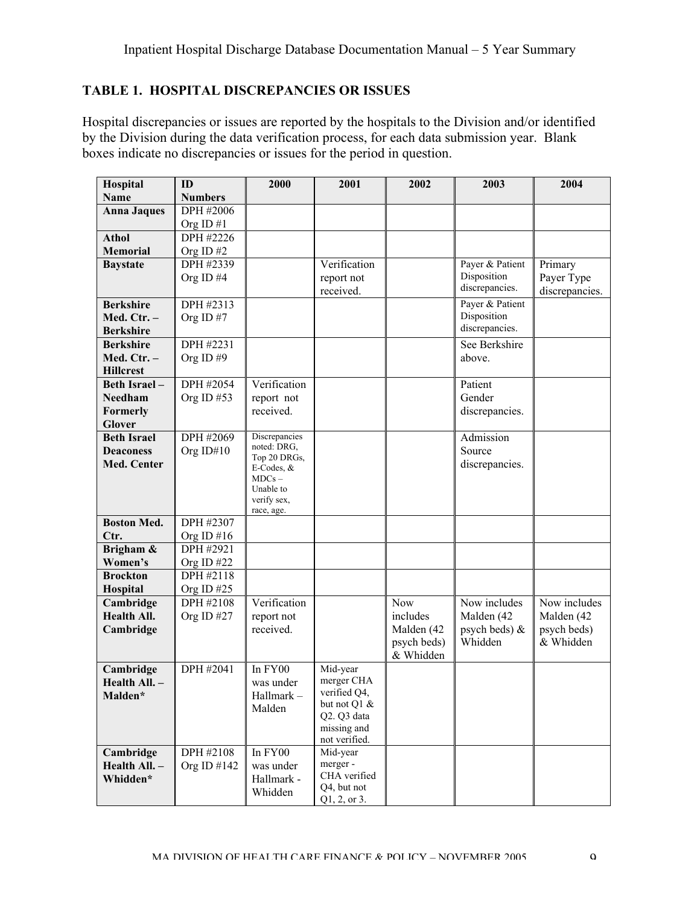## TABLE 1. HOSPITAL DISCREPANCIES OR ISSUES

Hospital discrepancies or issues are reported by the hospitals to the Division and/or identified by the Division during the data verification process, for each data submission year. Blank boxes indicate no discrepancies or issues for the period in question.

| Hospital Name | ID Numbers | 2000 | 2001 | 2002 | 2003 | 2004 |
|---|---|---|---|---|---|---|
| **Anna Jaques** | DPH #2006 Org ID #1 | | | | | |
| **Athol Memorial** | DPH #2226 Org ID #2 | | | | | |
| **Baystate** | DPH #2339 Org ID #4 | | Verification report not received. | | Payer & Patient Disposition discrepancies. | Primary Payer Type discrepancies. |
| **Berkshire Med. Ctr. – Berkshire** | DPH #2313 Org ID #7 | | | | Payer & Patient Disposition discrepancies. | |
| **Berkshire Med. Ctr. – Hillcrest** | DPH #2231 Org ID #9 | | | | See Berkshire above. | |
| **Beth Israel – Needham Formerly Glover** | DPH #2054 Org ID #53 | Verification report not received. | | | Patient Gender discrepancies. | |
| **Beth Israel Deaconess Med. Center** | DPH #2069 Org ID#10 | Discrepancies noted: DRG, Top 20 DRGs, E-Codes, & MDCs – Unable to verify sex, race, age. | | | Admission Source discrepancies. | |
| **Boston Med. Ctr.** | DPH #2307 Org ID #16 | | | | | |
| **Brigham & Women's** | DPH #2921 Org ID #22 | | | | | |
| **Brockton Hospital** | DPH #2118 Org ID #25 | | | | | |
| **Cambridge Health All. Cambridge** | DPH #2108 Org ID #27 | Verification report not received. | | Now includes Malden (42 psych beds) & Whidden | Now includes Malden (42 psych beds) & Whidden | Now includes Malden (42 psych beds) & Whidden |
| **Cambridge Health All. – Malden*** | DPH #2041 | In FY00 was under Hallmark – Malden | Mid-year merger CHA verified Q4, but not Q1 & Q2. Q3 data missing and not verified. | | | |
| **Cambridge Health All. – Whidden*** | DPH #2108 Org ID #142 | In FY00 was under Hallmark - Whidden | Mid-year merger - CHA verified Q4, but not Q1, 2, or 3. | | | |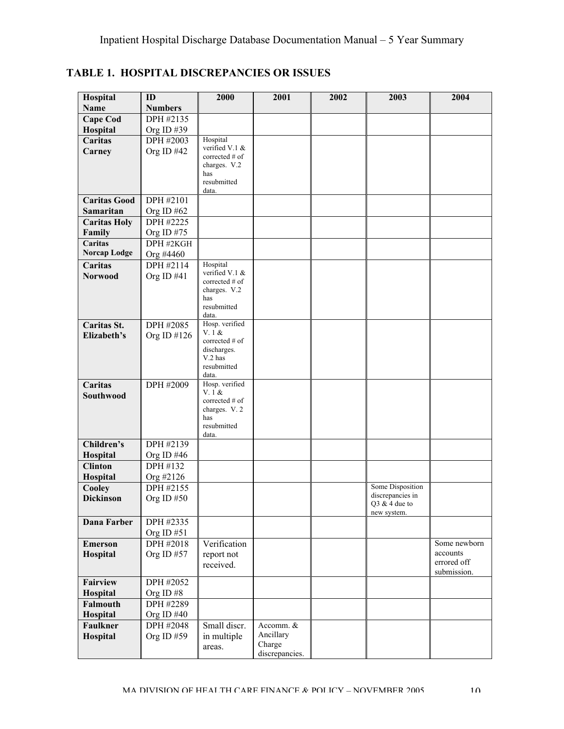## TABLE 1. HOSPITAL DISCREPANCIES OR ISSUES

| Hospital Name | ID Numbers | 2000 | 2001 | 2002 | 2003 | 2004 |
|---|---|---|---|---|---|---|
| **Cape Cod Hospital** | DPH #2135 Org ID #39 | | | | | |
| **Caritas Carney** | DPH #2003 Org ID #42 | Hospital verified V.1 & corrected # of charges. V.2 has resubmitted data. | | | | |
| **Caritas Good Samaritan** | DPH #2101 Org ID #62 | | | | | |
| **Caritas Holy Family** | DPH #2225 Org ID #75 | | | | | |
| **Caritas Norcap Lodge** | DPH #2KGH Org #4460 | | | | | |
| **Caritas Norwood** | DPH #2114 Org ID #41 | Hospital verified V.1 & corrected # of charges. V.2 has resubmitted data. | | | | |
| **Caritas St. Elizabeth's** | DPH #2085 Org ID #126 | Hosp. verified V. 1 & corrected # of discharges. V.2 has resubmitted data. | | | | |
| **Caritas Southwood** | DPH #2009 | Hosp. verified V. 1 & corrected # of charges. V. 2 has resubmitted data. | | | | |
| **Children's Hospital** | DPH #2139 Org ID #46 | | | | | |
| **Clinton Hospital** | DPH #132 Org #2126 | | | | | |
| **Cooley Dickinson** | DPH #2155 Org ID #50 | | | | Some Disposition discrepancies in Q3 & 4 due to new system. | |
| **Dana Farber** | DPH #2335 Org ID #51 | | | | | |
| **Emerson Hospital** | DPH #2018 Org ID #57 | Verification report not received. | | | | Some newborn accounts errored off submission. |
| **Fairview Hospital** | DPH #2052 Org ID #8 | | | | | |
| **Falmouth Hospital** | DPH #2289 Org ID #40 | | | | | |
| **Faulkner Hospital** | DPH #2048 Org ID #59 | Small discr. in multiple areas. | Accomm. & Ancillary Charge discrepancies. | | | |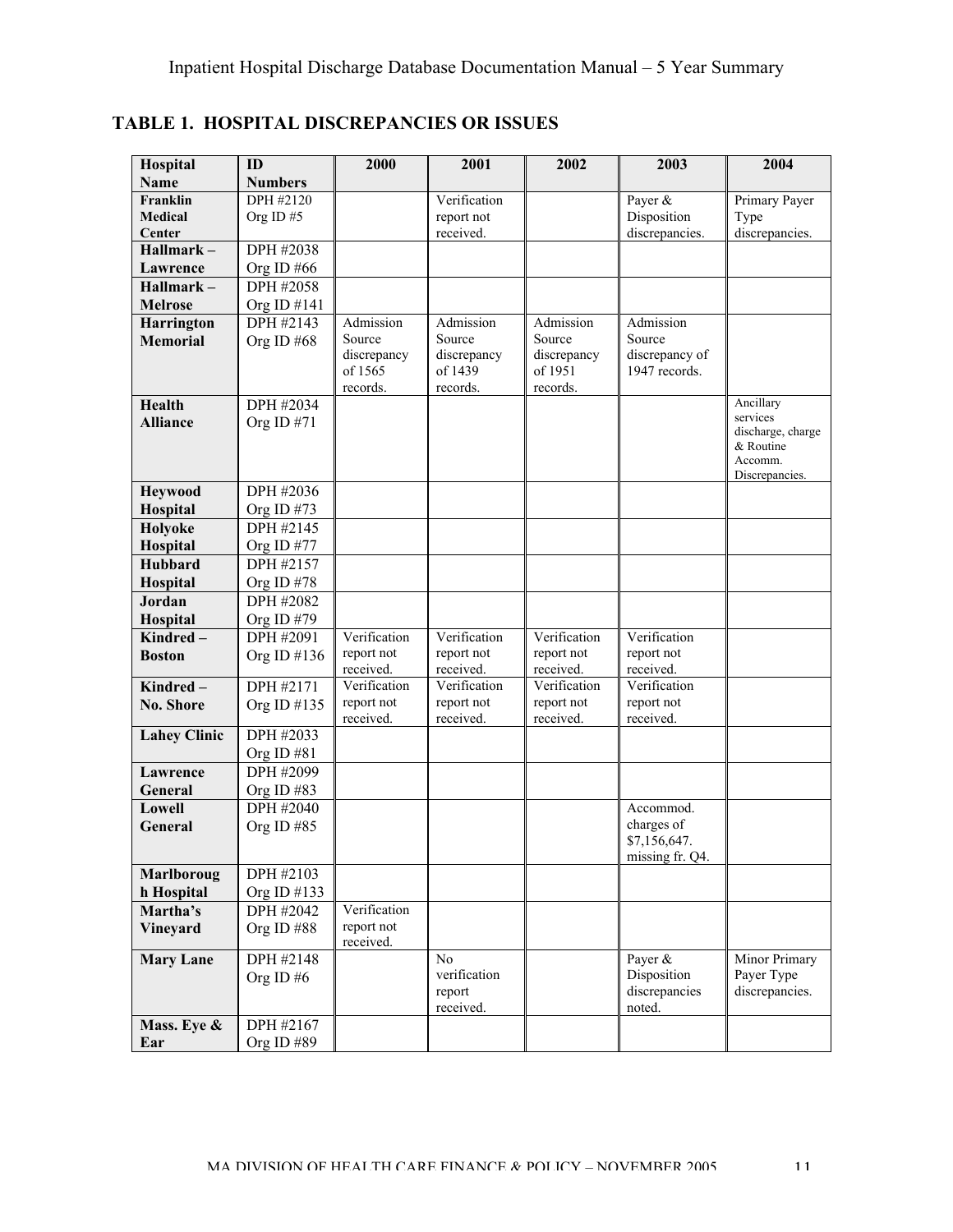## TABLE 1. HOSPITAL DISCREPANCIES OR ISSUES

| Hospital Name | ID Numbers | 2000 | 2001 | 2002 | 2003 | 2004 |
|---|---|---|---|---|---|---|
| **Franklin Medical Center** | DPH #2120 Org ID #5 | | Verification report not received. | | Payer & Disposition discrepancies. | Primary Payer Type discrepancies. |
| **Hallmark – Lawrence** | DPH #2038 Org ID #66 | | | | | |
| **Hallmark – Melrose** | DPH #2058 Org ID #141 | | | | | |
| **Harrington Memorial** | DPH #2143 Org ID #68 | Admission Source discrepancy of 1565 records. | Admission Source discrepancy of 1439 records. | Admission Source discrepancy of 1951 records. | Admission Source discrepancy of 1947 records. | |
| **Health Alliance** | DPH #2034 Org ID #71 | | | | | Ancillary services discharge, charge & Routine Accomm. Discrepancies. |
| **Heywood Hospital** | DPH #2036 Org ID #73 | | | | | |
| **Holyoke Hospital** | DPH #2145 Org ID #77 | | | | | |
| **Hubbard Hospital** | DPH #2157 Org ID #78 | | | | | |
| **Jordan Hospital** | DPH #2082 Org ID #79 | | | | | |
| **Kindred – Boston** | DPH #2091 Org ID #136 | Verification report not received. | Verification report not received. | Verification report not received. | Verification report not received. | |
| **Kindred – No. Shore** | DPH #2171 Org ID #135 | Verification report not received. | Verification report not received. | Verification report not received. | Verification report not received. | |
| **Lahey Clinic** | DPH #2033 Org ID #81 | | | | | |
| **Lawrence General** | DPH #2099 Org ID #83 | | | | | |
| **Lowell General** | DPH #2040 Org ID #85 | | | | Accommod. charges of $7,156,647. missing fr. Q4. | |
| **Marlborough Hospital** | DPH #2103 Org ID #133 | | | | | |
| **Martha's Vineyard** | DPH #2042 Org ID #88 | Verification report not received. | | | | |
| **Mary Lane** | DPH #2148 Org ID #6 | | No verification report received. | | Payer & Disposition discrepancies noted. | Minor Primary Payer Type discrepancies. |
| **Mass. Eye & Ear** | DPH #2167 Org ID #89 | | | | | |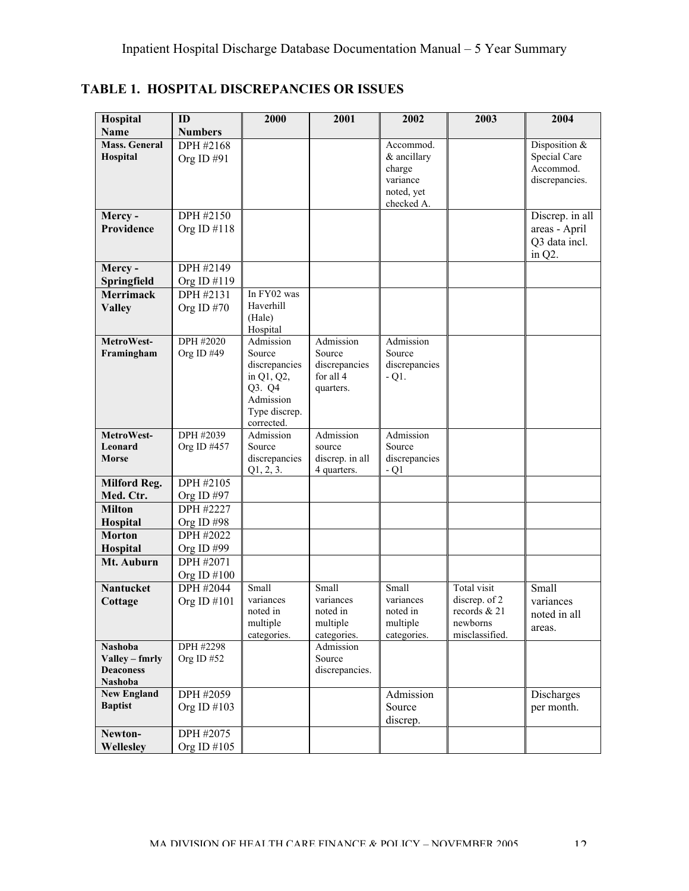## TABLE 1. HOSPITAL DISCREPANCIES OR ISSUES

| Hospital Name | ID Numbers | 2000 | 2001 | 2002 | 2003 | 2004 |
|---|---|---|---|---|---|---|
| **Mass. General Hospital** | DPH #2168 Org ID #91 | | | Accommod. & ancillary charge variance noted, yet checked A. | | Disposition & Special Care Accommod. discrepancies. |
| **Mercy - Providence** | DPH #2150 Org ID #118 | | | | | Discrep. in all areas - April Q3 data incl. in Q2. |
| **Mercy - Springfield** | DPH #2149 Org ID #119 | | | | | |
| **Merrimack Valley** | DPH #2131 Org ID #70 | In FY02 was Haverhill (Hale) Hospital | | | | |
| **MetroWest-Framingham** | DPH #2020 Org ID #49 | Admission Source discrepancies in Q1, Q2, Q3. Q4 Admission Type discrep. corrected. | Admission Source discrepancies for all 4 quarters. | Admission Source discrepancies - Q1. | | |
| **MetroWest-Leonard Morse** | DPH #2039 Org ID #457 | Admission Source discrepancies Q1, 2, 3. | Admission source discrep. in all 4 quarters. | Admission Source discrepancies - Q1 | | |
| **Milford Reg. Med. Ctr.** | DPH #2105 Org ID #97 | | | | | |
| **Milton Hospital** | DPH #2227 Org ID #98 | | | | | |
| **Morton Hospital** | DPH #2022 Org ID #99 | | | | | |
| **Mt. Auburn** | DPH #2071 Org ID #100 | | | | | |
| **Nantucket Cottage** | DPH #2044 Org ID #101 | Small variances noted in multiple categories. | Small variances noted in multiple categories. | Small variances noted in multiple categories. | Total visit discrep. of 2 records & 21 newborns misclassified. | Small variances noted in all areas. |
| **Nashoba Valley – fmrly Deaconess Nashoba** | DPH #2298 Org ID #52 | | Admission Source discrepancies. | | | |
| **New England Baptist** | DPH #2059 Org ID #103 | | | Admission Source discrep. | | Discharges per month. |
| **Newton-Wellesley** | DPH #2075 Org ID #105 | | | | | |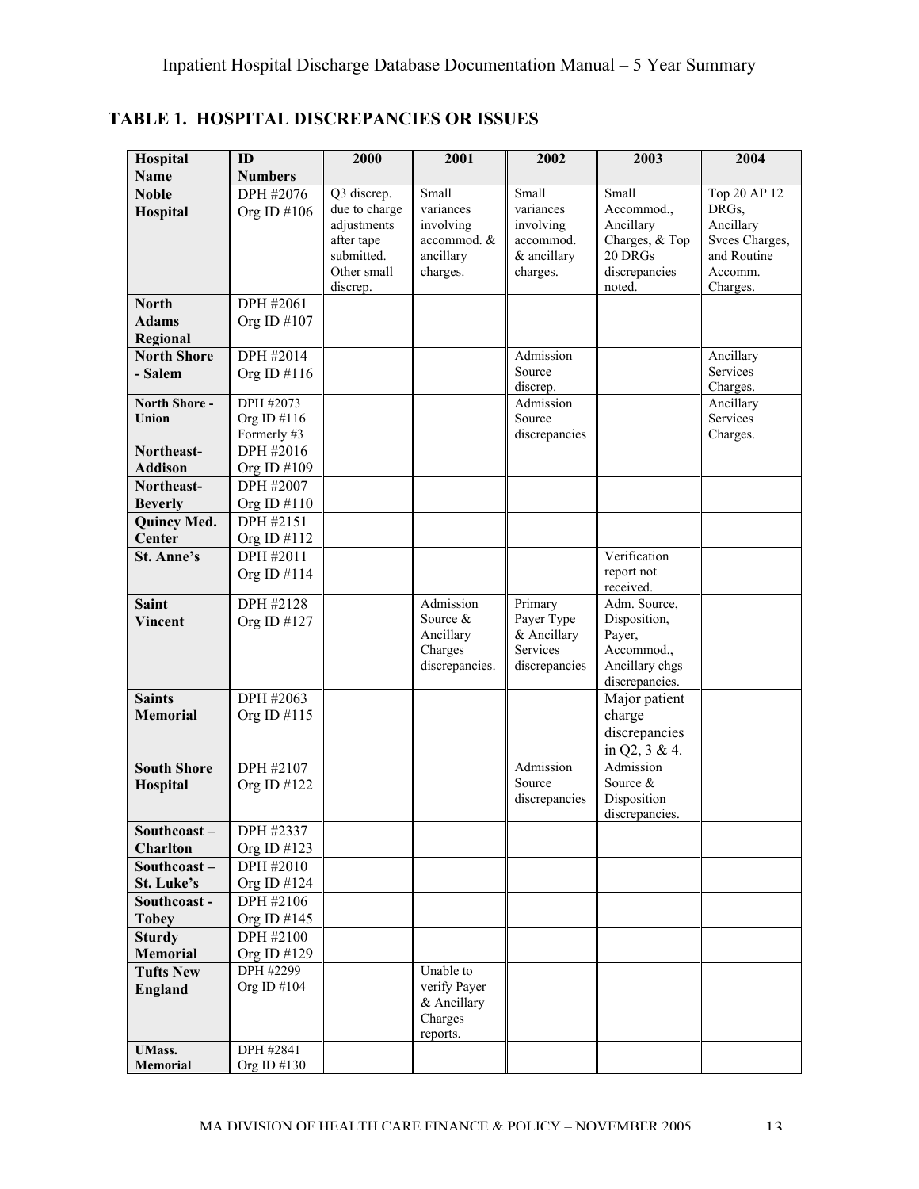## TABLE 1. HOSPITAL DISCREPANCIES OR ISSUES

| Hospital Name | ID Numbers | 2000 | 2001 | 2002 | 2003 | 2004 |
|---|---|---|---|---|---|---|
| **Noble Hospital** | DPH #2076 Org ID #106 | Q3 discrep. due to charge adjustments after tape submitted. Other small discrep. | Small variances involving accommod. & ancillary charges. | Small variances involving accommod. & ancillary charges. | Small Accommod., Ancillary Charges, & Top 20 DRGs discrepancies noted. | Top 20 AP 12 DRGs, Ancillary Svces Charges, and Routine Accomm. Charges. |
| **North Adams Regional** | DPH #2061 Org ID #107 | | | | | |
| **North Shore - Salem** | DPH #2014 Org ID #116 | | | Admission Source discrep. | | Ancillary Services Charges. |
| **North Shore - Union** | DPH #2073 Org ID #116 Formerly #3 | | | Admission Source discrepancies | | Ancillary Services Charges. |
| **Northeast-Addison** | DPH #2016 Org ID #109 | | | | | |
| **Northeast-Beverly** | DPH #2007 Org ID #110 | | | | | |
| **Quincy Med. Center** | DPH #2151 Org ID #112 | | | | | |
| **St. Anne's** | DPH #2011 Org ID #114 | | | | Verification report not received. | |
| **Saint Vincent** | DPH #2128 Org ID #127 | | Admission Source & Ancillary Charges discrepancies. | Primary Payer Type & Ancillary Services discrepancies | Adm. Source, Disposition, Payer, Accommod., Ancillary chgs discrepancies. | |
| **Saints Memorial** | DPH #2063 Org ID #115 | | | | Major patient charge discrepancies in Q2, 3 & 4. | |
| **South Shore Hospital** | DPH #2107 Org ID #122 | | | Admission Source discrepancies | Admission Source & Disposition discrepancies. | |
| **Southcoast – Charlton** | DPH #2337 Org ID #123 | | | | | |
| **Southcoast – St. Luke's** | DPH #2010 Org ID #124 | | | | | |
| **Southcoast - Tobey** | DPH #2106 Org ID #145 | | | | | |
| **Sturdy Memorial** | DPH #2100 Org ID #129 | | | | | |
| **Tufts New England** | DPH #2299 Org ID #104 | | Unable to verify Payer & Ancillary Charges reports. | | | |
| **UMass. Memorial** | DPH #2841 Org ID #130 | | | | | |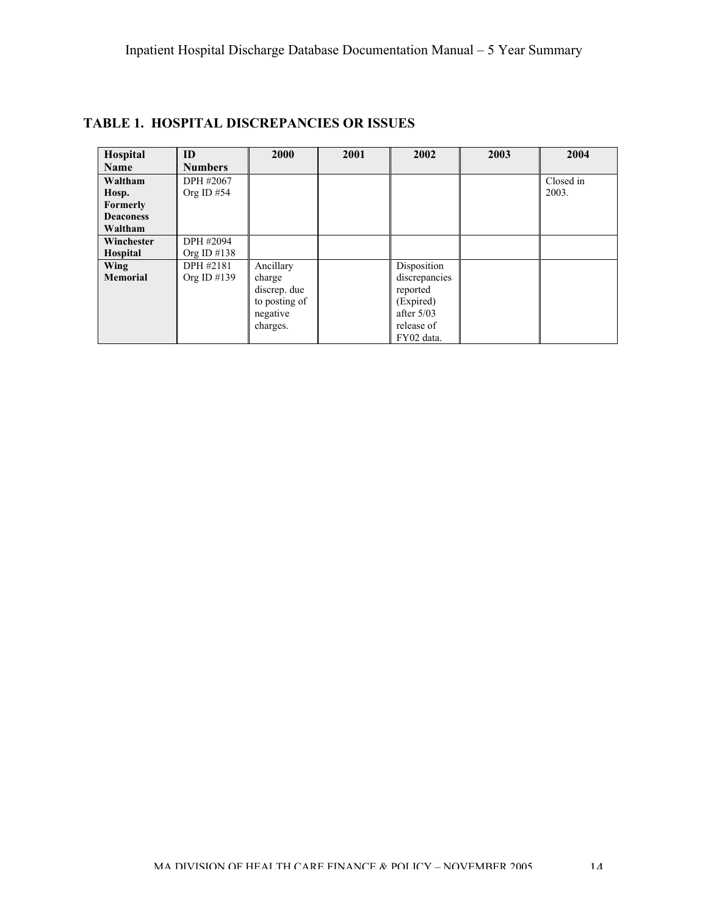## TABLE 1. HOSPITAL DISCREPANCIES OR ISSUES

| Hospital Name | ID Numbers | 2000 | 2001 | 2002 | 2003 | 2004 |
|---|---|---|---|---|---|---|
| **Waltham Hosp. Formerly Deaconess Waltham** | DPH #2067 Org ID #54 | | | | | Closed in 2003. |
| **Winchester Hospital** | DPH #2094 Org ID #138 | | | | | |
| **Wing Memorial** | DPH #2181 Org ID #139 | Ancillary charge discrep. due to posting of negative charges. | | Disposition discrepancies reported (Expired) after 5/03 release of FY02 data. | | |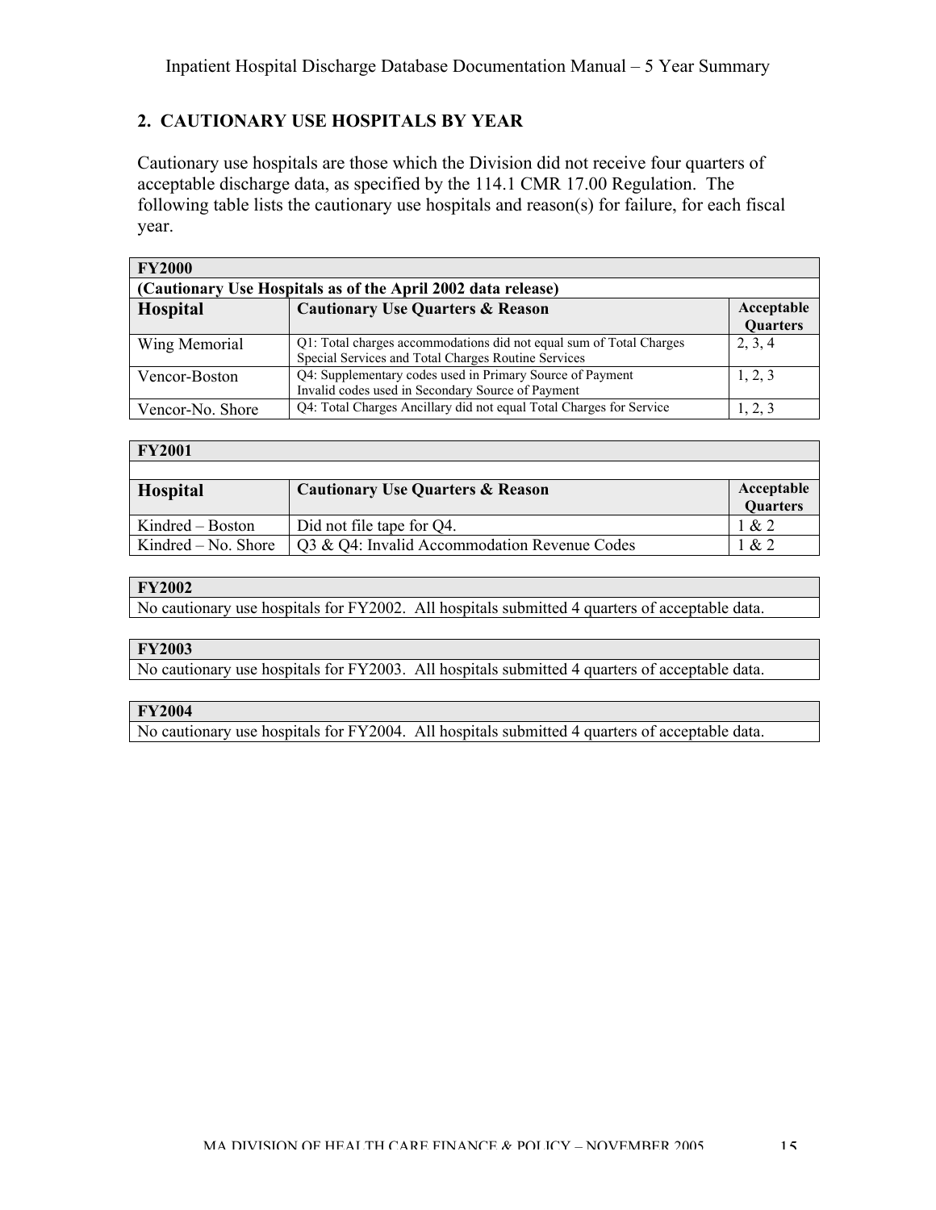## 2. CAUTIONARY USE HOSPITALS BY YEAR

Cautionary use hospitals are those which the Division did not receive four quarters of acceptable discharge data, as specified by the 114.1 CMR 17.00 Regulation. The following table lists the cautionary use hospitals and reason(s) for failure, for each fiscal year.

| **FY2000** | | |
|---|---|---|
| **(Cautionary Use Hospitals as of the April 2002 data release)** | | |
| **Hospital** | **Cautionary Use Quarters & Reason** | **Acceptable Quarters** |
| Wing Memorial | Q1: Total charges accommodations did not equal sum of Total Charges Special Services and Total Charges Routine Services | 2, 3, 4 |
| Vencor-Boston | Q4: Supplementary codes used in Primary Source of Payment<br>Invalid codes used in Secondary Source of Payment | 1, 2, 3 |
| Vencor-No. Shore | Q4: Total Charges Ancillary did not equal Total Charges for Service | 1, 2, 3 |

| **FY2001** | | |
|---|---|---|
| **Hospital** | **Cautionary Use Quarters & Reason** | **Acceptable Quarters** |
| Kindred – Boston | Did not file tape for Q4. | 1 & 2 |
| Kindred – No. Shore | Q3 & Q4: Invalid Accommodation Revenue Codes | 1 & 2 |

| **FY2002** |
|---|
| No cautionary use hospitals for FY2002. All hospitals submitted 4 quarters of acceptable data. |

| **FY2003** |
|---|
| No cautionary use hospitals for FY2003. All hospitals submitted 4 quarters of acceptable data. |

| **FY2004** |
|---|
| No cautionary use hospitals for FY2004. All hospitals submitted 4 quarters of acceptable data. |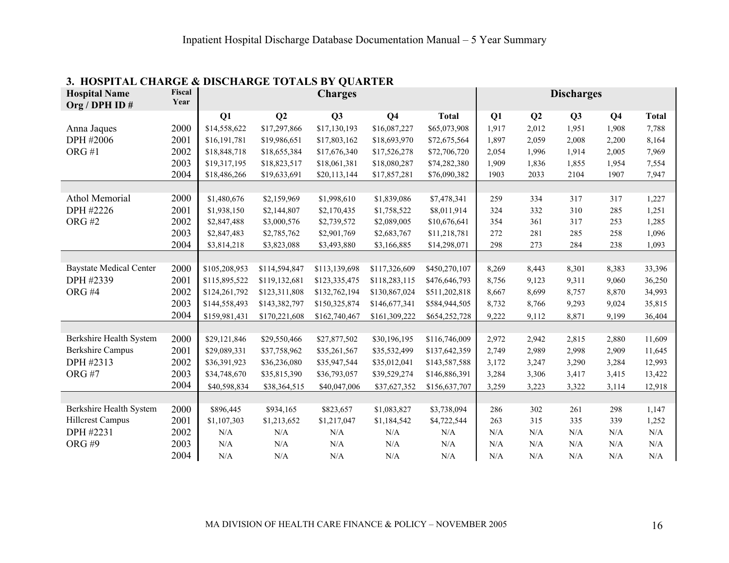### 3. HOSPITAL CHARGE & DISCHARGE TOTALS BY QUARTER

| Hospital Name Org / DPH ID # | Fiscal Year | Charges | | | | | Discharges | | | | |
|---|---|---|---|---|---|---|---|---|---|---|---|
| | | Q1 | Q2 | Q3 | Q4 | Total | Q1 | Q2 | Q3 | Q4 | Total |
| Anna Jaques | 2000 | $14,558,622 | $17,297,866 | $17,130,193 | $16,087,227 | $65,073,908 | 1,917 | 2,012 | 1,951 | 1,908 | 7,788 |
| DPH #2006 | 2001 | $16,191,781 | $19,986,651 | $17,803,162 | $18,693,970 | $72,675,564 | 1,897 | 2,059 | 2,008 | 2,200 | 8,164 |
| ORG #1 | 2002 | $18,848,718 | $18,655,384 | $17,676,340 | $17,526,278 | $72,706,720 | 2,054 | 1,996 | 1,914 | 2,005 | 7,969 |
| | 2003 | $19,317,195 | $18,823,517 | $18,061,381 | $18,080,287 | $74,282,380 | 1,909 | 1,836 | 1,855 | 1,954 | 7,554 |
| | 2004 | $18,486,266 | $19,633,691 | $20,113,144 | $17,857,281 | $76,090,382 | 1903 | 2033 | 2104 | 1907 | 7,947 |
| | | | | | | | | | | | |
| Athol Memorial | 2000 | $1,480,676 | $2,159,969 | $1,998,610 | $1,839,086 | $7,478,341 | 259 | 334 | 317 | 317 | 1,227 |
| DPH #2226 | 2001 | $1,938,150 | $2,144,807 | $2,170,435 | $1,758,522 | $8,011,914 | 324 | 332 | 310 | 285 | 1,251 |
| ORG #2 | 2002 | $2,847,488 | $3,000,576 | $2,739,572 | $2,089,005 | $10,676,641 | 354 | 361 | 317 | 253 | 1,285 |
| | 2003 | $2,847,483 | $2,785,762 | $2,901,769 | $2,683,767 | $11,218,781 | 272 | 281 | 285 | 258 | 1,096 |
| | 2004 | $3,814,218 | $3,823,088 | $3,493,880 | $3,166,885 | $14,298,071 | 298 | 273 | 284 | 238 | 1,093 |
| | | | | | | | | | | | |
| Baystate Medical Center | 2000 | $105,208,953 | $114,594,847 | $113,139,698 | $117,326,609 | $450,270,107 | 8,269 | 8,443 | 8,301 | 8,383 | 33,396 |
| DPH #2339 | 2001 | $115,895,522 | $119,132,681 | $123,335,475 | $118,283,115 | $476,646,793 | 8,756 | 9,123 | 9,311 | 9,060 | 36,250 |
| ORG #4 | 2002 | $124,261,792 | $123,311,808 | $132,762,194 | $130,867,024 | $511,202,818 | 8,667 | 8,699 | 8,757 | 8,870 | 34,993 |
| | 2003 | $144,558,493 | $143,382,797 | $150,325,874 | $146,677,341 | $584,944,505 | 8,732 | 8,766 | 9,293 | 9,024 | 35,815 |
| | 2004 | $159,981,431 | $170,221,608 | $162,740,467 | $161,309,222 | $654,252,728 | 9,222 | 9,112 | 8,871 | 9,199 | 36,404 |
| | | | | | | | | | | | |
| Berkshire Health System | 2000 | $29,121,846 | $29,550,466 | $27,877,502 | $30,196,195 | $116,746,009 | 2,972 | 2,942 | 2,815 | 2,880 | 11,609 |
| Berkshire Campus | 2001 | $29,089,331 | $37,758,962 | $35,261,567 | $35,532,499 | $137,642,359 | 2,749 | 2,989 | 2,998 | 2,909 | 11,645 |
| DPH #2313 | 2002 | $36,391,923 | $36,236,080 | $35,947,544 | $35,012,041 | $143,587,588 | 3,172 | 3,247 | 3,290 | 3,284 | 12,993 |
| ORG #7 | 2003 | $34,748,670 | $35,815,390 | $36,793,057 | $39,529,274 | $146,886,391 | 3,284 | 3,306 | 3,417 | 3,415 | 13,422 |
| | 2004 | $40,598,834 | $38,364,515 | $40,047,006 | $37,627,352 | $156,637,707 | 3,259 | 3,223 | 3,322 | 3,114 | 12,918 |
| | | | | | | | | | | | |
| Berkshire Health System | 2000 | $896,445 | $934,165 | $823,657 | $1,083,827 | $3,738,094 | 286 | 302 | 261 | 298 | 1,147 |
| Hillcrest Campus | 2001 | $1,107,303 | $1,213,652 | $1,217,047 | $1,184,542 | $4,722,544 | 263 | 315 | 335 | 339 | 1,252 |
| DPH #2231 | 2002 | N/A | N/A | N/A | N/A | N/A | N/A | N/A | N/A | N/A | N/A |
| ORG #9 | 2003 | N/A | N/A | N/A | N/A | N/A | N/A | N/A | N/A | N/A | N/A |
| | 2004 | N/A | N/A | N/A | N/A | N/A | N/A | N/A | N/A | N/A | N/A |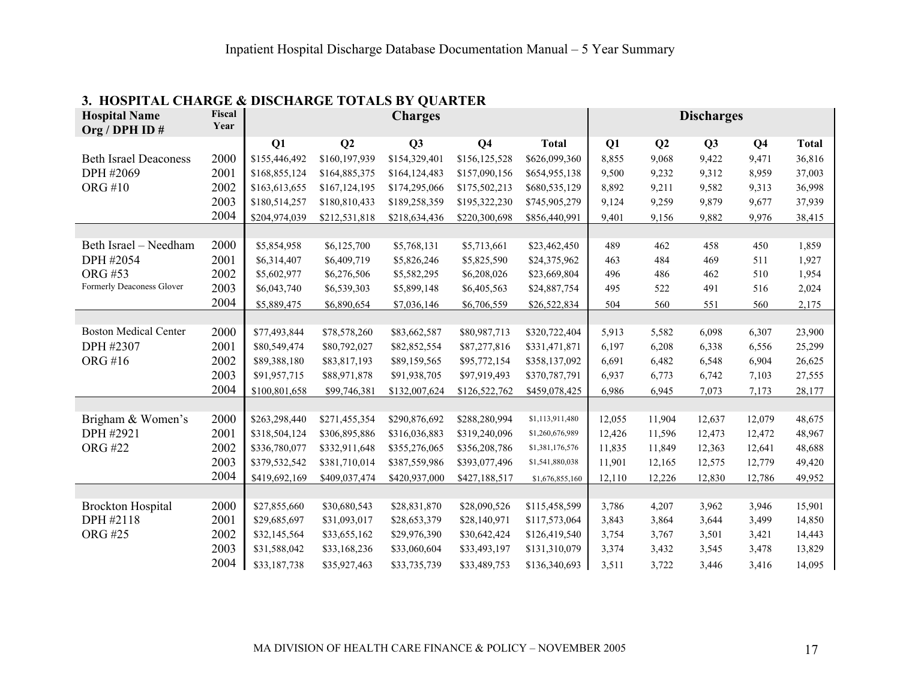### 3. HOSPITAL CHARGE & DISCHARGE TOTALS BY QUARTER

| Hospital Name Org / DPH ID # | Fiscal Year | Charges | | | | | Discharges | | | | |
|---|---|---|---|---|---|---|---|---|---|---|---|
| | | Q1 | Q2 | Q3 | Q4 | Total | Q1 | Q2 | Q3 | Q4 | Total |
| Beth Israel Deaconess | 2000 | $155,446,492 | $160,197,939 | $154,329,401 | $156,125,528 | $626,099,360 | 8,855 | 9,068 | 9,422 | 9,471 | 36,816 |
| DPH #2069 | 2001 | $168,855,124 | $164,885,375 | $164,124,483 | $157,090,156 | $654,955,138 | 9,500 | 9,232 | 9,312 | 8,959 | 37,003 |
| ORG #10 | 2002 | $163,613,655 | $167,124,195 | $174,295,066 | $175,502,213 | $680,535,129 | 8,892 | 9,211 | 9,582 | 9,313 | 36,998 |
| | 2003 | $180,514,257 | $180,810,433 | $189,258,359 | $195,322,230 | $745,905,279 | 9,124 | 9,259 | 9,879 | 9,677 | 37,939 |
| | 2004 | $204,974,039 | $212,531,818 | $218,634,436 | $220,300,698 | $856,440,991 | 9,401 | 9,156 | 9,882 | 9,976 | 38,415 |
| | | | | | | | | | | | |
| Beth Israel – Needham | 2000 | $5,854,958 | $6,125,700 | $5,768,131 | $5,713,661 | $23,462,450 | 489 | 462 | 458 | 450 | 1,859 |
| DPH #2054 | 2001 | $6,314,407 | $6,409,719 | $5,826,246 | $5,825,590 | $24,375,962 | 463 | 484 | 469 | 511 | 1,927 |
| ORG #53 | 2002 | $5,602,977 | $6,276,506 | $5,582,295 | $6,208,026 | $23,669,804 | 496 | 486 | 462 | 510 | 1,954 |
| Formerly Deaconess Glover | 2003 | $6,043,740 | $6,539,303 | $5,899,148 | $6,405,563 | $24,887,754 | 495 | 522 | 491 | 516 | 2,024 |
| | 2004 | $5,889,475 | $6,890,654 | $7,036,146 | $6,706,559 | $26,522,834 | 504 | 560 | 551 | 560 | 2,175 |
| | | | | | | | | | | | |
| Boston Medical Center | 2000 | $77,493,844 | $78,578,260 | $83,662,587 | $80,987,713 | $320,722,404 | 5,913 | 5,582 | 6,098 | 6,307 | 23,900 |
| DPH #2307 | 2001 | $80,549,474 | $80,792,027 | $82,852,554 | $87,277,816 | $331,471,871 | 6,197 | 6,208 | 6,338 | 6,556 | 25,299 |
| ORG #16 | 2002 | $89,388,180 | $83,817,193 | $89,159,565 | $95,772,154 | $358,137,092 | 6,691 | 6,482 | 6,548 | 6,904 | 26,625 |
| | 2003 | $91,957,715 | $88,971,878 | $91,938,705 | $97,919,493 | $370,787,791 | 6,937 | 6,773 | 6,742 | 7,103 | 27,555 |
| | 2004 | $100,801,658 | $99,746,381 | $132,007,624 | $126,522,762 | $459,078,425 | 6,986 | 6,945 | 7,073 | 7,173 | 28,177 |
| | | | | | | | | | | | |
| Brigham & Women's | 2000 | $263,298,440 | $271,455,354 | $290,876,692 | $288,280,994 | $1,113,911,480 | 12,055 | 11,904 | 12,637 | 12,079 | 48,675 |
| DPH #2921 | 2001 | $318,504,124 | $306,895,886 | $316,036,883 | $319,240,096 | $1,260,676,989 | 12,426 | 11,596 | 12,473 | 12,472 | 48,967 |
| ORG #22 | 2002 | $336,780,077 | $332,911,648 | $355,276,065 | $356,208,786 | $1,381,176,576 | 11,835 | 11,849 | 12,363 | 12,641 | 48,688 |
| | 2003 | $379,532,542 | $381,710,014 | $387,559,986 | $393,077,496 | $1,541,880,038 | 11,901 | 12,165 | 12,575 | 12,779 | 49,420 |
| | 2004 | $419,692,169 | $409,037,474 | $420,937,000 | $427,188,517 | $1,676,855,160 | 12,110 | 12,226 | 12,830 | 12,786 | 49,952 |
| | | | | | | | | | | | |
| Brockton Hospital | 2000 | $27,855,660 | $30,680,543 | $28,831,870 | $28,090,526 | $115,458,599 | 3,786 | 4,207 | 3,962 | 3,946 | 15,901 |
| DPH #2118 | 2001 | $29,685,697 | $31,093,017 | $28,653,379 | $28,140,971 | $117,573,064 | 3,843 | 3,864 | 3,644 | 3,499 | 14,850 |
| ORG #25 | 2002 | $32,145,564 | $33,655,162 | $29,976,390 | $30,642,424 | $126,419,540 | 3,754 | 3,767 | 3,501 | 3,421 | 14,443 |
| | 2003 | $31,588,042 | $33,168,236 | $33,060,604 | $33,493,197 | $131,310,079 | 3,374 | 3,432 | 3,545 | 3,478 | 13,829 |
| | 2004 | $33,187,738 | $35,927,463 | $33,735,739 | $33,489,753 | $136,340,693 | 3,511 | 3,722 | 3,446 | 3,416 | 14,095 |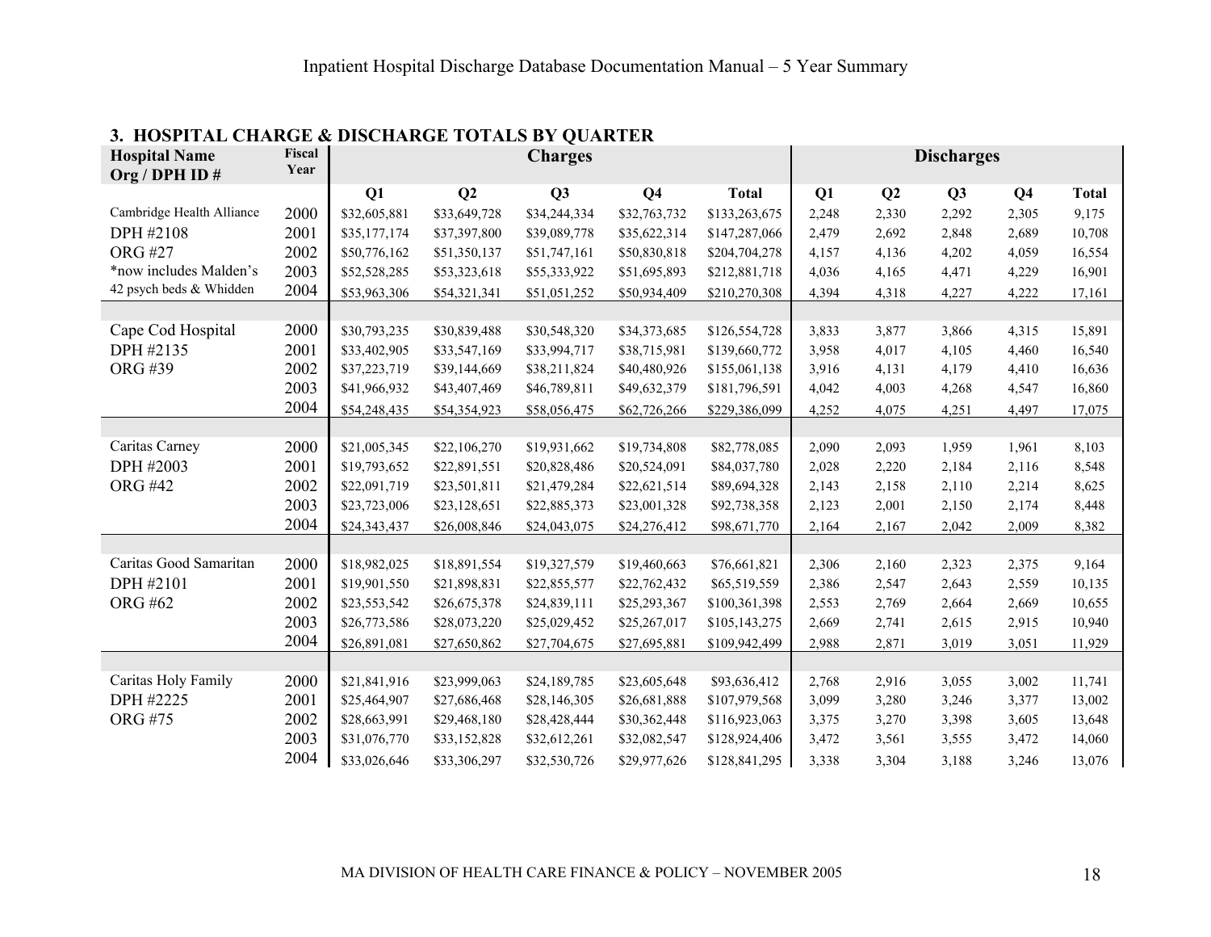## 3. HOSPITAL CHARGE & DISCHARGE TOTALS BY QUARTER

| Hospital Name Org / DPH ID # | Fiscal Year | Charges | | | | | Discharges | | | | |
|---|---|---|---|---|---|---|---|---|---|---|---|
| | | Q1 | Q2 | Q3 | Q4 | Total | Q1 | Q2 | Q3 | Q4 | Total |
| Cambridge Health Alliance | 2000 | $32,605,881 | $33,649,728 | $34,244,334 | $32,763,732 | $133,263,675 | 2,248 | 2,330 | 2,292 | 2,305 | 9,175 |
| DPH #2108 | 2001 | $35,177,174 | $37,397,800 | $39,089,778 | $35,622,314 | $147,287,066 | 2,479 | 2,692 | 2,848 | 2,689 | 10,708 |
| ORG #27 | 2002 | $50,776,162 | $51,350,137 | $51,747,161 | $50,830,818 | $204,704,278 | 4,157 | 4,136 | 4,202 | 4,059 | 16,554 |
| *now includes Malden's | 2003 | $52,528,285 | $53,323,618 | $55,333,922 | $51,695,893 | $212,881,718 | 4,036 | 4,165 | 4,471 | 4,229 | 16,901 |
| 42 psych beds & Whidden | 2004 | $53,963,306 | $54,321,341 | $51,051,252 | $50,934,409 | $210,270,308 | 4,394 | 4,318 | 4,227 | 4,222 | 17,161 |
| | | | | | | | | | | | |
| Cape Cod Hospital | 2000 | $30,793,235 | $30,839,488 | $30,548,320 | $34,373,685 | $126,554,728 | 3,833 | 3,877 | 3,866 | 4,315 | 15,891 |
| DPH #2135 | 2001 | $33,402,905 | $33,547,169 | $33,994,717 | $38,715,981 | $139,660,772 | 3,958 | 4,017 | 4,105 | 4,460 | 16,540 |
| ORG #39 | 2002 | $37,223,719 | $39,144,669 | $38,211,824 | $40,480,926 | $155,061,138 | 3,916 | 4,131 | 4,179 | 4,410 | 16,636 |
| | 2003 | $41,966,932 | $43,407,469 | $46,789,811 | $49,632,379 | $181,796,591 | 4,042 | 4,003 | 4,268 | 4,547 | 16,860 |
| | 2004 | $54,248,435 | $54,354,923 | $58,056,475 | $62,726,266 | $229,386,099 | 4,252 | 4,075 | 4,251 | 4,497 | 17,075 |
| | | | | | | | | | | | |
| Caritas Carney | 2000 | $21,005,345 | $22,106,270 | $19,931,662 | $19,734,808 | $82,778,085 | 2,090 | 2,093 | 1,959 | 1,961 | 8,103 |
| DPH #2003 | 2001 | $19,793,652 | $22,891,551 | $20,828,486 | $20,524,091 | $84,037,780 | 2,028 | 2,220 | 2,184 | 2,116 | 8,548 |
| ORG #42 | 2002 | $22,091,719 | $23,501,811 | $21,479,284 | $22,621,514 | $89,694,328 | 2,143 | 2,158 | 2,110 | 2,214 | 8,625 |
| | 2003 | $23,723,006 | $23,128,651 | $22,885,373 | $23,001,328 | $92,738,358 | 2,123 | 2,001 | 2,150 | 2,174 | 8,448 |
| | 2004 | $24,343,437 | $26,008,846 | $24,043,075 | $24,276,412 | $98,671,770 | 2,164 | 2,167 | 2,042 | 2,009 | 8,382 |
| | | | | | | | | | | | |
| Caritas Good Samaritan | 2000 | $18,982,025 | $18,891,554 | $19,327,579 | $19,460,663 | $76,661,821 | 2,306 | 2,160 | 2,323 | 2,375 | 9,164 |
| DPH #2101 | 2001 | $19,901,550 | $21,898,831 | $22,855,577 | $22,762,432 | $65,519,559 | 2,386 | 2,547 | 2,643 | 2,559 | 10,135 |
| ORG #62 | 2002 | $23,553,542 | $26,675,378 | $24,839,111 | $25,293,367 | $100,361,398 | 2,553 | 2,769 | 2,664 | 2,669 | 10,655 |
| | 2003 | $26,773,586 | $28,073,220 | $25,029,452 | $25,267,017 | $105,143,275 | 2,669 | 2,741 | 2,615 | 2,915 | 10,940 |
| | 2004 | $26,891,081 | $27,650,862 | $27,704,675 | $27,695,881 | $109,942,499 | 2,988 | 2,871 | 3,019 | 3,051 | 11,929 |
| | | | | | | | | | | | |
| Caritas Holy Family | 2000 | $21,841,916 | $23,999,063 | $24,189,785 | $23,605,648 | $93,636,412 | 2,768 | 2,916 | 3,055 | 3,002 | 11,741 |
| DPH #2225 | 2001 | $25,464,907 | $27,686,468 | $28,146,305 | $26,681,888 | $107,979,568 | 3,099 | 3,280 | 3,246 | 3,377 | 13,002 |
| ORG #75 | 2002 | $28,663,991 | $29,468,180 | $28,428,444 | $30,362,448 | $116,923,063 | 3,375 | 3,270 | 3,398 | 3,605 | 13,648 |
| | 2003 | $31,076,770 | $33,152,828 | $32,612,261 | $32,082,547 | $128,924,406 | 3,472 | 3,561 | 3,555 | 3,472 | 14,060 |
| | 2004 | $33,026,646 | $33,306,297 | $32,530,726 | $29,977,626 | $128,841,295 | 3,338 | 3,304 | 3,188 | 3,246 | 13,076 |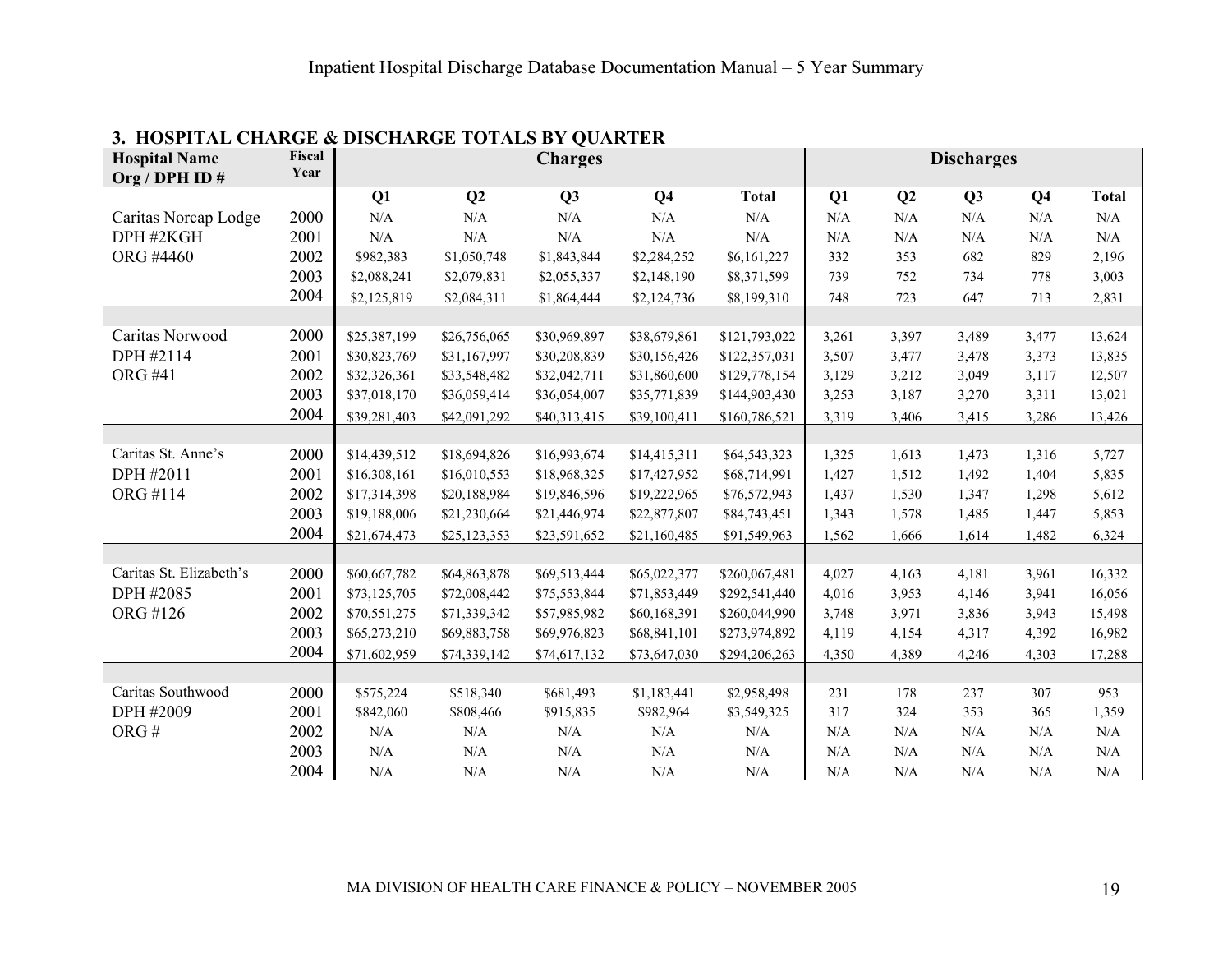### 3. HOSPITAL CHARGE & DISCHARGE TOTALS BY QUARTER

| Hospital Name Org / DPH ID # | Fiscal Year | Charges | | | | | Discharges | | | | |
|---|---|---|---|---|---|---|---|---|---|---|---|
| | | Q1 | Q2 | Q3 | Q4 | Total | Q1 | Q2 | Q3 | Q4 | Total |
| Caritas Norcap Lodge | 2000 | N/A | N/A | N/A | N/A | N/A | N/A | N/A | N/A | N/A | N/A |
| DPH #2KGH | 2001 | N/A | N/A | N/A | N/A | N/A | N/A | N/A | N/A | N/A | N/A |
| ORG #4460 | 2002 | $982,383 | $1,050,748 | $1,843,844 | $2,284,252 | $6,161,227 | 332 | 353 | 682 | 829 | 2,196 |
| | 2003 | $2,088,241 | $2,079,831 | $2,055,337 | $2,148,190 | $8,371,599 | 739 | 752 | 734 | 778 | 3,003 |
| | 2004 | $2,125,819 | $2,084,311 | $1,864,444 | $2,124,736 | $8,199,310 | 748 | 723 | 647 | 713 | 2,831 |
| Caritas Norwood | 2000 | $25,387,199 | $26,756,065 | $30,969,897 | $38,679,861 | $121,793,022 | 3,261 | 3,397 | 3,489 | 3,477 | 13,624 |
| DPH #2114 | 2001 | $30,823,769 | $31,167,997 | $30,208,839 | $30,156,426 | $122,357,031 | 3,507 | 3,477 | 3,478 | 3,373 | 13,835 |
| ORG #41 | 2002 | $32,326,361 | $33,548,482 | $32,042,711 | $31,860,600 | $129,778,154 | 3,129 | 3,212 | 3,049 | 3,117 | 12,507 |
| | 2003 | $37,018,170 | $36,059,414 | $36,054,007 | $35,771,839 | $144,903,430 | 3,253 | 3,187 | 3,270 | 3,311 | 13,021 |
| | 2004 | $39,281,403 | $42,091,292 | $40,313,415 | $39,100,411 | $160,786,521 | 3,319 | 3,406 | 3,415 | 3,286 | 13,426 |
| Caritas St. Anne's | 2000 | $14,439,512 | $18,694,826 | $16,993,674 | $14,415,311 | $64,543,323 | 1,325 | 1,613 | 1,473 | 1,316 | 5,727 |
| DPH #2011 | 2001 | $16,308,161 | $16,010,553 | $18,968,325 | $17,427,952 | $68,714,991 | 1,427 | 1,512 | 1,492 | 1,404 | 5,835 |
| ORG #114 | 2002 | $17,314,398 | $20,188,984 | $19,846,596 | $19,222,965 | $76,572,943 | 1,437 | 1,530 | 1,347 | 1,298 | 5,612 |
| | 2003 | $19,188,006 | $21,230,664 | $21,446,974 | $22,877,807 | $84,743,451 | 1,343 | 1,578 | 1,485 | 1,447 | 5,853 |
| | 2004 | $21,674,473 | $25,123,353 | $23,591,652 | $21,160,485 | $91,549,963 | 1,562 | 1,666 | 1,614 | 1,482 | 6,324 |
| Caritas St. Elizabeth's | 2000 | $60,667,782 | $64,863,878 | $69,513,444 | $65,022,377 | $260,067,481 | 4,027 | 4,163 | 4,181 | 3,961 | 16,332 |
| DPH #2085 | 2001 | $73,125,705 | $72,008,442 | $75,553,844 | $71,853,449 | $292,541,440 | 4,016 | 3,953 | 4,146 | 3,941 | 16,056 |
| ORG #126 | 2002 | $70,551,275 | $71,339,342 | $57,985,982 | $60,168,391 | $260,044,990 | 3,748 | 3,971 | 3,836 | 3,943 | 15,498 |
| | 2003 | $65,273,210 | $69,883,758 | $69,976,823 | $68,841,101 | $273,974,892 | 4,119 | 4,154 | 4,317 | 4,392 | 16,982 |
| | 2004 | $71,602,959 | $74,339,142 | $74,617,132 | $73,647,030 | $294,206,263 | 4,350 | 4,389 | 4,246 | 4,303 | 17,288 |
| Caritas Southwood | 2000 | $575,224 | $518,340 | $681,493 | $1,183,441 | $2,958,498 | 231 | 178 | 237 | 307 | 953 |
| DPH #2009 | 2001 | $842,060 | $808,466 | $915,835 | $982,964 | $3,549,325 | 317 | 324 | 353 | 365 | 1,359 |
| ORG # | 2002 | N/A | N/A | N/A | N/A | N/A | N/A | N/A | N/A | N/A | N/A |
| | 2003 | N/A | N/A | N/A | N/A | N/A | N/A | N/A | N/A | N/A | N/A |
| | 2004 | N/A | N/A | N/A | N/A | N/A | N/A | N/A | N/A | N/A | N/A |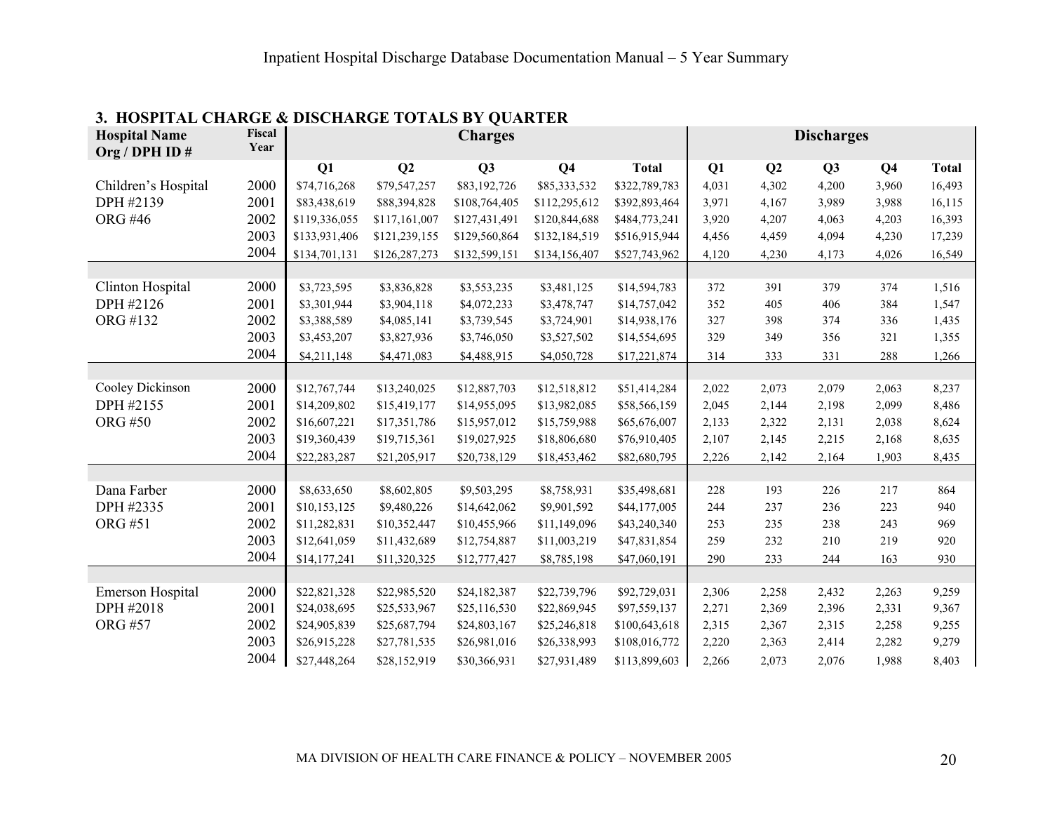### 3. HOSPITAL CHARGE & DISCHARGE TOTALS BY QUARTER

| Hospital Name Org / DPH ID # | Fiscal Year | Charges | | | | | Discharges | | | | |
|---|---|---|---|---|---|---|---|---|---|---|---|
| | | Q1 | Q2 | Q3 | Q4 | Total | Q1 | Q2 | Q3 | Q4 | Total |
| Children's Hospital | 2000 | $74,716,268 | $79,547,257 | $83,192,726 | $85,333,532 | $322,789,783 | 4,031 | 4,302 | 4,200 | 3,960 | 16,493 |
| DPH #2139 | 2001 | $83,438,619 | $88,394,828 | $108,764,405 | $112,295,612 | $392,893,464 | 3,971 | 4,167 | 3,989 | 3,988 | 16,115 |
| ORG #46 | 2002 | $119,336,055 | $117,161,007 | $127,431,491 | $120,844,688 | $484,773,241 | 3,920 | 4,207 | 4,063 | 4,203 | 16,393 |
| | 2003 | $133,931,406 | $121,239,155 | $129,560,864 | $132,184,519 | $516,915,944 | 4,456 | 4,459 | 4,094 | 4,230 | 17,239 |
| | 2004 | $134,701,131 | $126,287,273 | $132,599,151 | $134,156,407 | $527,743,962 | 4,120 | 4,230 | 4,173 | 4,026 | 16,549 |
| Clinton Hospital | 2000 | $3,723,595 | $3,836,828 | $3,553,235 | $3,481,125 | $14,594,783 | 372 | 391 | 379 | 374 | 1,516 |
| DPH #2126 | 2001 | $3,301,944 | $3,904,118 | $4,072,233 | $3,478,747 | $14,757,042 | 352 | 405 | 406 | 384 | 1,547 |
| ORG #132 | 2002 | $3,388,589 | $4,085,141 | $3,739,545 | $3,724,901 | $14,938,176 | 327 | 398 | 374 | 336 | 1,435 |
| | 2003 | $3,453,207 | $3,827,936 | $3,746,050 | $3,527,502 | $14,554,695 | 329 | 349 | 356 | 321 | 1,355 |
| | 2004 | $4,211,148 | $4,471,083 | $4,488,915 | $4,050,728 | $17,221,874 | 314 | 333 | 331 | 288 | 1,266 |
| Cooley Dickinson | 2000 | $12,767,744 | $13,240,025 | $12,887,703 | $12,518,812 | $51,414,284 | 2,022 | 2,073 | 2,079 | 2,063 | 8,237 |
| DPH #2155 | 2001 | $14,209,802 | $15,419,177 | $14,955,095 | $13,982,085 | $58,566,159 | 2,045 | 2,144 | 2,198 | 2,099 | 8,486 |
| ORG #50 | 2002 | $16,607,221 | $17,351,786 | $15,957,012 | $15,759,988 | $65,676,007 | 2,133 | 2,322 | 2,131 | 2,038 | 8,624 |
| | 2003 | $19,360,439 | $19,715,361 | $19,027,925 | $18,806,680 | $76,910,405 | 2,107 | 2,145 | 2,215 | 2,168 | 8,635 |
| | 2004 | $22,283,287 | $21,205,917 | $20,738,129 | $18,453,462 | $82,680,795 | 2,226 | 2,142 | 2,164 | 1,903 | 8,435 |
| Dana Farber | 2000 | $8,633,650 | $8,602,805 | $9,503,295 | $8,758,931 | $35,498,681 | 228 | 193 | 226 | 217 | 864 |
| DPH #2335 | 2001 | $10,153,125 | $9,480,226 | $14,642,062 | $9,901,592 | $44,177,005 | 244 | 237 | 236 | 223 | 940 |
| ORG #51 | 2002 | $11,282,831 | $10,352,447 | $10,455,966 | $11,149,096 | $43,240,340 | 253 | 235 | 238 | 243 | 969 |
| | 2003 | $12,641,059 | $11,432,689 | $12,754,887 | $11,003,219 | $47,831,854 | 259 | 232 | 210 | 219 | 920 |
| | 2004 | $14,177,241 | $11,320,325 | $12,777,427 | $8,785,198 | $47,060,191 | 290 | 233 | 244 | 163 | 930 |
| Emerson Hospital | 2000 | $22,821,328 | $22,985,520 | $24,182,387 | $22,739,796 | $92,729,031 | 2,306 | 2,258 | 2,432 | 2,263 | 9,259 |
| DPH #2018 | 2001 | $24,038,695 | $25,533,967 | $25,116,530 | $22,869,945 | $97,559,137 | 2,271 | 2,369 | 2,396 | 2,331 | 9,367 |
| ORG #57 | 2002 | $24,905,839 | $25,687,794 | $24,803,167 | $25,246,818 | $100,643,618 | 2,315 | 2,367 | 2,315 | 2,258 | 9,255 |
| | 2003 | $26,915,228 | $27,781,535 | $26,981,016 | $26,338,993 | $108,016,772 | 2,220 | 2,363 | 2,414 | 2,282 | 9,279 |
| | 2004 | $27,448,264 | $28,152,919 | $30,366,931 | $27,931,489 | $113,899,603 | 2,266 | 2,073 | 2,076 | 1,988 | 8,403 |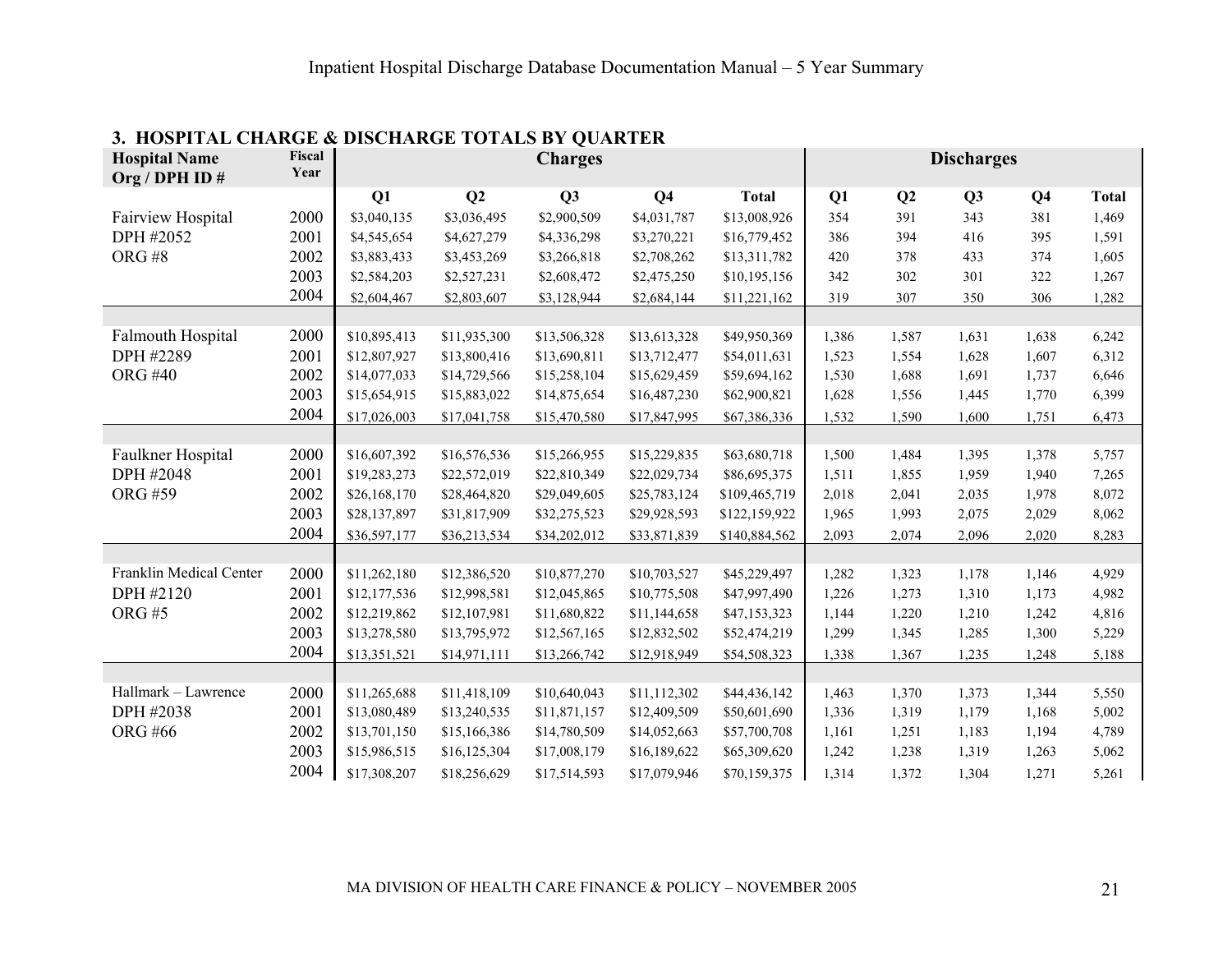## 3. HOSPITAL CHARGE & DISCHARGE TOTALS BY QUARTER

| Hospital Name Org / DPH ID # | Fiscal Year | Charges | | | | | Discharges | | | | |
|---|---|---|---|---|---|---|---|---|---|---|---|
| | | Q1 | Q2 | Q3 | Q4 | Total | Q1 | Q2 | Q3 | Q4 | Total |
| Fairview Hospital | 2000 | $3,040,135 | $3,036,495 | $2,900,509 | $4,031,787 | $13,008,926 | 354 | 391 | 343 | 381 | 1,469 |
| DPH #2052 | 2001 | $4,545,654 | $4,627,279 | $4,336,298 | $3,270,221 | $16,779,452 | 386 | 394 | 416 | 395 | 1,591 |
| ORG #8 | 2002 | $3,883,433 | $3,453,269 | $3,266,818 | $2,708,262 | $13,311,782 | 420 | 378 | 433 | 374 | 1,605 |
| | 2003 | $2,584,203 | $2,527,231 | $2,608,472 | $2,475,250 | $10,195,156 | 342 | 302 | 301 | 322 | 1,267 |
| | 2004 | $2,604,467 | $2,803,607 | $3,128,944 | $2,684,144 | $11,221,162 | 319 | 307 | 350 | 306 | 1,282 |
| Falmouth Hospital | 2000 | $10,895,413 | $11,935,300 | $13,506,328 | $13,613,328 | $49,950,369 | 1,386 | 1,587 | 1,631 | 1,638 | 6,242 |
| DPH #2289 | 2001 | $12,807,927 | $13,800,416 | $13,690,811 | $13,712,477 | $54,011,631 | 1,523 | 1,554 | 1,628 | 1,607 | 6,312 |
| ORG #40 | 2002 | $14,077,033 | $14,729,566 | $15,258,104 | $15,629,459 | $59,694,162 | 1,530 | 1,688 | 1,691 | 1,737 | 6,646 |
| | 2003 | $15,654,915 | $15,883,022 | $14,875,654 | $16,487,230 | $62,900,821 | 1,628 | 1,556 | 1,445 | 1,770 | 6,399 |
| | 2004 | $17,026,003 | $17,041,758 | $15,470,580 | $17,847,995 | $67,386,336 | 1,532 | 1,590 | 1,600 | 1,751 | 6,473 |
| Faulkner Hospital | 2000 | $16,607,392 | $16,576,536 | $15,266,955 | $15,229,835 | $63,680,718 | 1,500 | 1,484 | 1,395 | 1,378 | 5,757 |
| DPH #2048 | 2001 | $19,283,273 | $22,572,019 | $22,810,349 | $22,029,734 | $86,695,375 | 1,511 | 1,855 | 1,959 | 1,940 | 7,265 |
| ORG #59 | 2002 | $26,168,170 | $28,464,820 | $29,049,605 | $25,783,124 | $109,465,719 | 2,018 | 2,041 | 2,035 | 1,978 | 8,072 |
| | 2003 | $28,137,897 | $31,817,909 | $32,275,523 | $29,928,593 | $122,159,922 | 1,965 | 1,993 | 2,075 | 2,029 | 8,062 |
| | 2004 | $36,597,177 | $36,213,534 | $34,202,012 | $33,871,839 | $140,884,562 | 2,093 | 2,074 | 2,096 | 2,020 | 8,283 |
| Franklin Medical Center | 2000 | $11,262,180 | $12,386,520 | $10,877,270 | $10,703,527 | $45,229,497 | 1,282 | 1,323 | 1,178 | 1,146 | 4,929 |
| DPH #2120 | 2001 | $12,177,536 | $12,998,581 | $12,045,865 | $10,775,508 | $47,997,490 | 1,226 | 1,273 | 1,310 | 1,173 | 4,982 |
| ORG #5 | 2002 | $12,219,862 | $12,107,981 | $11,680,822 | $11,144,658 | $47,153,323 | 1,144 | 1,220 | 1,210 | 1,242 | 4,816 |
| | 2003 | $13,278,580 | $13,795,972 | $12,567,165 | $12,832,502 | $52,474,219 | 1,299 | 1,345 | 1,285 | 1,300 | 5,229 |
| | 2004 | $13,351,521 | $14,971,111 | $13,266,742 | $12,918,949 | $54,508,323 | 1,338 | 1,367 | 1,235 | 1,248 | 5,188 |
| Hallmark – Lawrence | 2000 | $11,265,688 | $11,418,109 | $10,640,043 | $11,112,302 | $44,436,142 | 1,463 | 1,370 | 1,373 | 1,344 | 5,550 |
| DPH #2038 | 2001 | $13,080,489 | $13,240,535 | $11,871,157 | $12,409,509 | $50,601,690 | 1,336 | 1,319 | 1,179 | 1,168 | 5,002 |
| ORG #66 | 2002 | $13,701,150 | $15,166,386 | $14,780,509 | $14,052,663 | $57,700,708 | 1,161 | 1,251 | 1,183 | 1,194 | 4,789 |
| | 2003 | $15,986,515 | $16,125,304 | $17,008,179 | $16,189,622 | $65,309,620 | 1,242 | 1,238 | 1,319 | 1,263 | 5,062 |
| | 2004 | $17,308,207 | $18,256,629 | $17,514,593 | $17,079,946 | $70,159,375 | 1,314 | 1,372 | 1,304 | 1,271 | 5,261 |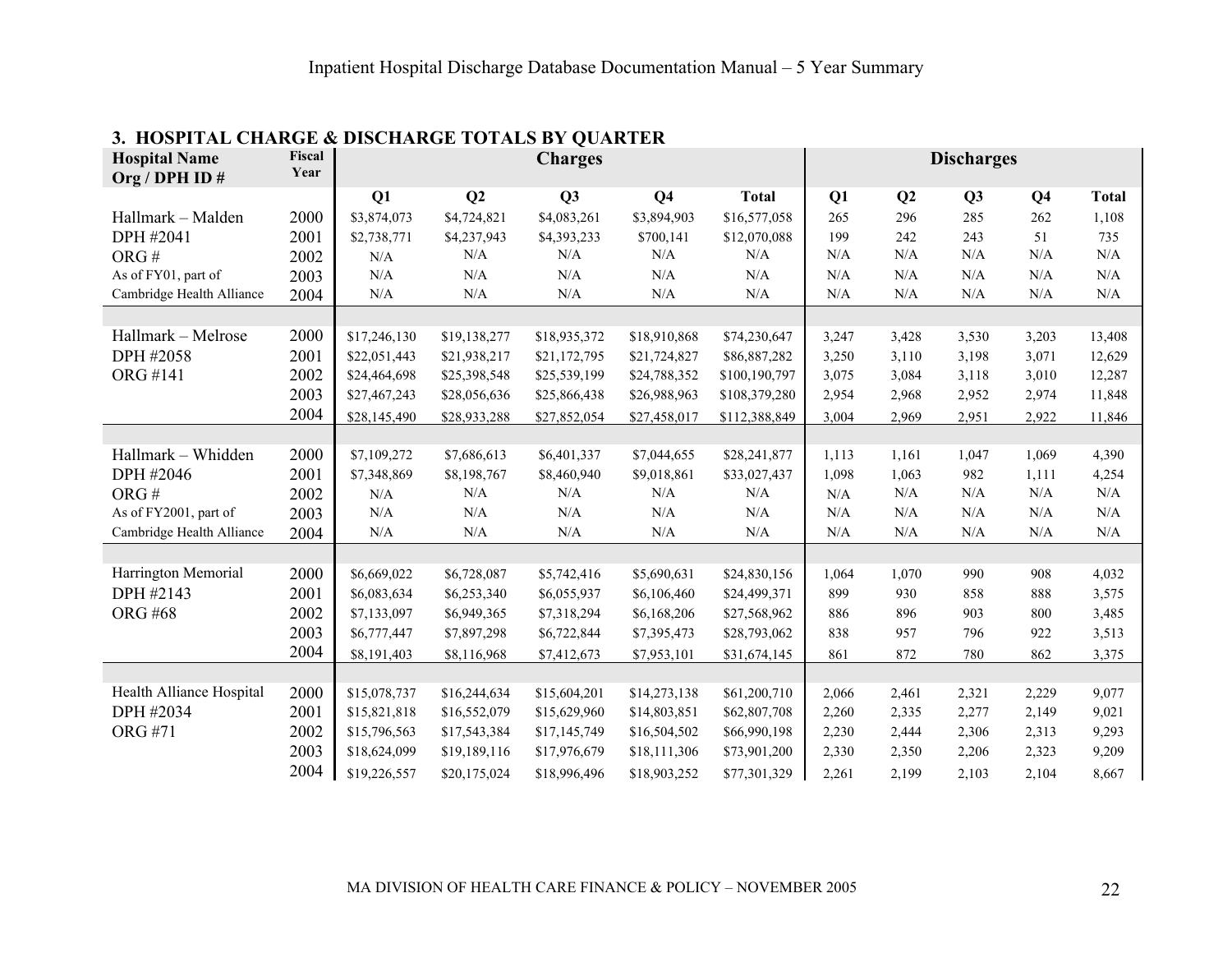## 3. HOSPITAL CHARGE & DISCHARGE TOTALS BY QUARTER

| Hospital Name Org / DPH ID # | Fiscal Year | Charges | | | | | Discharges | | | | |
|---|---|---|---|---|---|---|---|---|---|---|---|
| | | Q1 | Q2 | Q3 | Q4 | Total | Q1 | Q2 | Q3 | Q4 | Total |
| Hallmark – Malden | 2000 | $3,874,073 | $4,724,821 | $4,083,261 | $3,894,903 | $16,577,058 | 265 | 296 | 285 | 262 | 1,108 |
| DPH #2041 | 2001 | $2,738,771 | $4,237,943 | $4,393,233 | $700,141 | $12,070,088 | 199 | 242 | 243 | 51 | 735 |
| ORG # | 2002 | N/A | N/A | N/A | N/A | N/A | N/A | N/A | N/A | N/A | N/A |
| As of FY01, part of | 2003 | N/A | N/A | N/A | N/A | N/A | N/A | N/A | N/A | N/A | N/A |
| Cambridge Health Alliance | 2004 | N/A | N/A | N/A | N/A | N/A | N/A | N/A | N/A | N/A | N/A |
| | | | | | | | | | | | |
| Hallmark – Melrose | 2000 | $17,246,130 | $19,138,277 | $18,935,372 | $18,910,868 | $74,230,647 | 3,247 | 3,428 | 3,530 | 3,203 | 13,408 |
| DPH #2058 | 2001 | $22,051,443 | $21,938,217 | $21,172,795 | $21,724,827 | $86,887,282 | 3,250 | 3,110 | 3,198 | 3,071 | 12,629 |
| ORG #141 | 2002 | $24,464,698 | $25,398,548 | $25,539,199 | $24,788,352 | $100,190,797 | 3,075 | 3,084 | 3,118 | 3,010 | 12,287 |
| | 2003 | $27,467,243 | $28,056,636 | $25,866,438 | $26,988,963 | $108,379,280 | 2,954 | 2,968 | 2,952 | 2,974 | 11,848 |
| | 2004 | $28,145,490 | $28,933,288 | $27,852,054 | $27,458,017 | $112,388,849 | 3,004 | 2,969 | 2,951 | 2,922 | 11,846 |
| | | | | | | | | | | | |
| Hallmark – Whidden | 2000 | $7,109,272 | $7,686,613 | $6,401,337 | $7,044,655 | $28,241,877 | 1,113 | 1,161 | 1,047 | 1,069 | 4,390 |
| DPH #2046 | 2001 | $7,348,869 | $8,198,767 | $8,460,940 | $9,018,861 | $33,027,437 | 1,098 | 1,063 | 982 | 1,111 | 4,254 |
| ORG # | 2002 | N/A | N/A | N/A | N/A | N/A | N/A | N/A | N/A | N/A | N/A |
| As of FY2001, part of | 2003 | N/A | N/A | N/A | N/A | N/A | N/A | N/A | N/A | N/A | N/A |
| Cambridge Health Alliance | 2004 | N/A | N/A | N/A | N/A | N/A | N/A | N/A | N/A | N/A | N/A |
| | | | | | | | | | | | |
| Harrington Memorial | 2000 | $6,669,022 | $6,728,087 | $5,742,416 | $5,690,631 | $24,830,156 | 1,064 | 1,070 | 990 | 908 | 4,032 |
| DPH #2143 | 2001 | $6,083,634 | $6,253,340 | $6,055,937 | $6,106,460 | $24,499,371 | 899 | 930 | 858 | 888 | 3,575 |
| ORG #68 | 2002 | $7,133,097 | $6,949,365 | $7,318,294 | $6,168,206 | $27,568,962 | 886 | 896 | 903 | 800 | 3,485 |
| | 2003 | $6,777,447 | $7,897,298 | $6,722,844 | $7,395,473 | $28,793,062 | 838 | 957 | 796 | 922 | 3,513 |
| | 2004 | $8,191,403 | $8,116,968 | $7,412,673 | $7,953,101 | $31,674,145 | 861 | 872 | 780 | 862 | 3,375 |
| | | | | | | | | | | | |
| Health Alliance Hospital | 2000 | $15,078,737 | $16,244,634 | $15,604,201 | $14,273,138 | $61,200,710 | 2,066 | 2,461 | 2,321 | 2,229 | 9,077 |
| DPH #2034 | 2001 | $15,821,818 | $16,552,079 | $15,629,960 | $14,803,851 | $62,807,708 | 2,260 | 2,335 | 2,277 | 2,149 | 9,021 |
| ORG #71 | 2002 | $15,796,563 | $17,543,384 | $17,145,749 | $16,504,502 | $66,990,198 | 2,230 | 2,444 | 2,306 | 2,313 | 9,293 |
| | 2003 | $18,624,099 | $19,189,116 | $17,976,679 | $18,111,306 | $73,901,200 | 2,330 | 2,350 | 2,206 | 2,323 | 9,209 |
| | 2004 | $19,226,557 | $20,175,024 | $18,996,496 | $18,903,252 | $77,301,329 | 2,261 | 2,199 | 2,103 | 2,104 | 8,667 |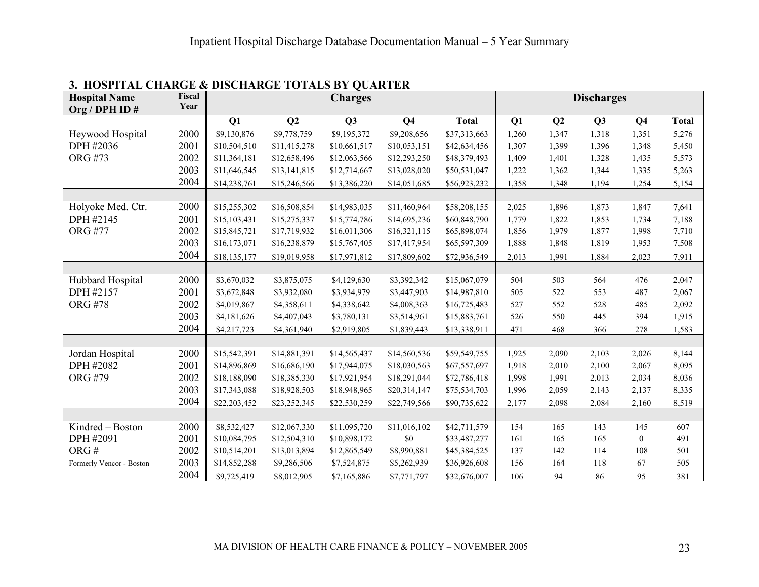## 3. HOSPITAL CHARGE & DISCHARGE TOTALS BY QUARTER

| Hospital Name Org / DPH ID # | Fiscal Year | Charges | | | | | Discharges | | | | |
|---|---|---|---|---|---|---|---|---|---|---|---|
| | | Q1 | Q2 | Q3 | Q4 | Total | Q1 | Q2 | Q3 | Q4 | Total |
| Heywood Hospital | 2000 | $9,130,876 | $9,778,759 | $9,195,372 | $9,208,656 | $37,313,663 | 1,260 | 1,347 | 1,318 | 1,351 | 5,276 |
| DPH #2036 | 2001 | $10,504,510 | $11,415,278 | $10,661,517 | $10,053,151 | $42,634,456 | 1,307 | 1,399 | 1,396 | 1,348 | 5,450 |
| ORG #73 | 2002 | $11,364,181 | $12,658,496 | $12,063,566 | $12,293,250 | $48,379,493 | 1,409 | 1,401 | 1,328 | 1,435 | 5,573 |
| | 2003 | $11,646,545 | $13,141,815 | $12,714,667 | $13,028,020 | $50,531,047 | 1,222 | 1,362 | 1,344 | 1,335 | 5,263 |
| | 2004 | $14,238,761 | $15,246,566 | $13,386,220 | $14,051,685 | $56,923,232 | 1,358 | 1,348 | 1,194 | 1,254 | 5,154 |
| | | | | | | | | | | | |
| Holyoke Med. Ctr. | 2000 | $15,255,302 | $16,508,854 | $14,983,035 | $11,460,964 | $58,208,155 | 2,025 | 1,896 | 1,873 | 1,847 | 7,641 |
| DPH #2145 | 2001 | $15,103,431 | $15,275,337 | $15,774,786 | $14,695,236 | $60,848,790 | 1,779 | 1,822 | 1,853 | 1,734 | 7,188 |
| ORG #77 | 2002 | $15,845,721 | $17,719,932 | $16,011,306 | $16,321,115 | $65,898,074 | 1,856 | 1,979 | 1,877 | 1,998 | 7,710 |
| | 2003 | $16,173,071 | $16,238,879 | $15,767,405 | $17,417,954 | $65,597,309 | 1,888 | 1,848 | 1,819 | 1,953 | 7,508 |
| | 2004 | $18,135,177 | $19,019,958 | $17,971,812 | $17,809,602 | $72,936,549 | 2,013 | 1,991 | 1,884 | 2,023 | 7,911 |
| | | | | | | | | | | | |
| Hubbard Hospital | 2000 | $3,670,032 | $3,875,075 | $4,129,630 | $3,392,342 | $15,067,079 | 504 | 503 | 564 | 476 | 2,047 |
| DPH #2157 | 2001 | $3,672,848 | $3,932,080 | $3,934,979 | $3,447,903 | $14,987,810 | 505 | 522 | 553 | 487 | 2,067 |
| ORG #78 | 2002 | $4,019,867 | $4,358,611 | $4,338,642 | $4,008,363 | $16,725,483 | 527 | 552 | 528 | 485 | 2,092 |
| | 2003 | $4,181,626 | $4,407,043 | $3,780,131 | $3,514,961 | $15,883,761 | 526 | 550 | 445 | 394 | 1,915 |
| | 2004 | $4,217,723 | $4,361,940 | $2,919,805 | $1,839,443 | $13,338,911 | 471 | 468 | 366 | 278 | 1,583 |
| | | | | | | | | | | | |
| Jordan Hospital | 2000 | $15,542,391 | $14,881,391 | $14,565,437 | $14,560,536 | $59,549,755 | 1,925 | 2,090 | 2,103 | 2,026 | 8,144 |
| DPH #2082 | 2001 | $14,896,869 | $16,686,190 | $17,944,075 | $18,030,563 | $67,557,697 | 1,918 | 2,010 | 2,100 | 2,067 | 8,095 |
| ORG #79 | 2002 | $18,188,090 | $18,385,330 | $17,921,954 | $18,291,044 | $72,786,418 | 1,998 | 1,991 | 2,013 | 2,034 | 8,036 |
| | 2003 | $17,343,088 | $18,928,503 | $18,948,965 | $20,314,147 | $75,534,703 | 1,996 | 2,059 | 2,143 | 2,137 | 8,335 |
| | 2004 | $22,203,452 | $23,252,345 | $22,530,259 | $22,749,566 | $90,735,622 | 2,177 | 2,098 | 2,084 | 2,160 | 8,519 |
| | | | | | | | | | | | |
| Kindred – Boston | 2000 | $8,532,427 | $12,067,330 | $11,095,720 | $11,016,102 | $42,711,579 | 154 | 165 | 143 | 145 | 607 |
| DPH #2091 | 2001 | $10,084,795 | $12,504,310 | $10,898,172 | $0 | $33,487,277 | 161 | 165 | 165 | 0 | 491 |
| ORG # | 2002 | $10,514,201 | $13,013,894 | $12,865,549 | $8,990,881 | $45,384,525 | 137 | 142 | 114 | 108 | 501 |
| Formerly Vencor - Boston | 2003 | $14,852,288 | $9,286,506 | $7,524,875 | $5,262,939 | $36,926,608 | 156 | 164 | 118 | 67 | 505 |
| | 2004 | $9,725,419 | $8,012,905 | $7,165,886 | $7,771,797 | $32,676,007 | 106 | 94 | 86 | 95 | 381 |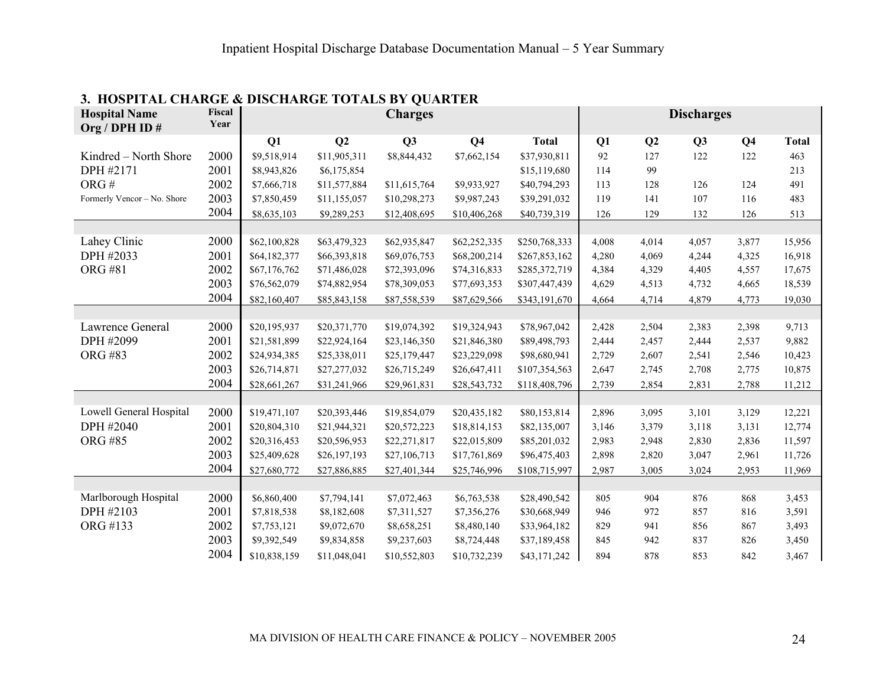### 3. HOSPITAL CHARGE & DISCHARGE TOTALS BY QUARTER

| Hospital Name Org / DPH ID # | Fiscal Year | Charges | | | | | Discharges | | | | |
|---|---|---|---|---|---|---|---|---|---|---|---|
| | | Q1 | Q2 | Q3 | Q4 | Total | Q1 | Q2 | Q3 | Q4 | Total |
| Kindred – North Shore | 2000 | $9,518,914 | $11,905,311 | $8,844,432 | $7,662,154 | $37,930,811 | 92 | 127 | 122 | 122 | 463 |
| DPH #2171 | 2001 | $8,943,826 | $6,175,854 | | | $15,119,680 | 114 | 99 | | | 213 |
| ORG # | 2002 | $7,666,718 | $11,577,884 | $11,615,764 | $9,933,927 | $40,794,293 | 113 | 128 | 126 | 124 | 491 |
| Formerly Vencor – No. Shore | 2003 | $7,850,459 | $11,155,057 | $10,298,273 | $9,987,243 | $39,291,032 | 119 | 141 | 107 | 116 | 483 |
| | 2004 | $8,635,103 | $9,289,253 | $12,408,695 | $10,406,268 | $40,739,319 | 126 | 129 | 132 | 126 | 513 |
| | | | | | | | | | | | |
| Lahey Clinic | 2000 | $62,100,828 | $63,479,323 | $62,935,847 | $62,252,335 | $250,768,333 | 4,008 | 4,014 | 4,057 | 3,877 | 15,956 |
| DPH #2033 | 2001 | $64,182,377 | $66,393,818 | $69,076,753 | $68,200,214 | $267,853,162 | 4,280 | 4,069 | 4,244 | 4,325 | 16,918 |
| ORG #81 | 2002 | $67,176,762 | $71,486,028 | $72,393,096 | $74,316,833 | $285,372,719 | 4,384 | 4,329 | 4,405 | 4,557 | 17,675 |
| | 2003 | $76,562,079 | $74,882,954 | $78,309,053 | $77,693,353 | $307,447,439 | 4,629 | 4,513 | 4,732 | 4,665 | 18,539 |
| | 2004 | $82,160,407 | $85,843,158 | $87,558,539 | $87,629,566 | $343,191,670 | 4,664 | 4,714 | 4,879 | 4,773 | 19,030 |
| | | | | | | | | | | | |
| Lawrence General | 2000 | $20,195,937 | $20,371,770 | $19,074,392 | $19,324,943 | $78,967,042 | 2,428 | 2,504 | 2,383 | 2,398 | 9,713 |
| DPH #2099 | 2001 | $21,581,899 | $22,924,164 | $23,146,350 | $21,846,380 | $89,498,793 | 2,444 | 2,457 | 2,444 | 2,537 | 9,882 |
| ORG #83 | 2002 | $24,934,385 | $25,338,011 | $25,179,447 | $23,229,098 | $98,680,941 | 2,729 | 2,607 | 2,541 | 2,546 | 10,423 |
| | 2003 | $26,714,871 | $27,277,032 | $26,715,249 | $26,647,411 | $107,354,563 | 2,647 | 2,745 | 2,708 | 2,775 | 10,875 |
| | 2004 | $28,661,267 | $31,241,966 | $29,961,831 | $28,543,732 | $118,408,796 | 2,739 | 2,854 | 2,831 | 2,788 | 11,212 |
| | | | | | | | | | | | |
| Lowell General Hospital | 2000 | $19,471,107 | $20,393,446 | $19,854,079 | $20,435,182 | $80,153,814 | 2,896 | 3,095 | 3,101 | 3,129 | 12,221 |
| DPH #2040 | 2001 | $20,804,310 | $21,944,321 | $20,572,223 | $18,814,153 | $82,135,007 | 3,146 | 3,379 | 3,118 | 3,131 | 12,774 |
| ORG #85 | 2002 | $20,316,453 | $20,596,953 | $22,271,817 | $22,015,809 | $85,201,032 | 2,983 | 2,948 | 2,830 | 2,836 | 11,597 |
| | 2003 | $25,409,628 | $26,197,193 | $27,106,713 | $17,761,869 | $96,475,403 | 2,898 | 2,820 | 3,047 | 2,961 | 11,726 |
| | 2004 | $27,680,772 | $27,886,885 | $27,401,344 | $25,746,996 | $108,715,997 | 2,987 | 3,005 | 3,024 | 2,953 | 11,969 |
| | | | | | | | | | | | |
| Marlborough Hospital | 2000 | $6,860,400 | $7,794,141 | $7,072,463 | $6,763,538 | $28,490,542 | 805 | 904 | 876 | 868 | 3,453 |
| DPH #2103 | 2001 | $7,818,538 | $8,182,608 | $7,311,527 | $7,356,276 | $30,668,949 | 946 | 972 | 857 | 816 | 3,591 |
| ORG #133 | 2002 | $7,753,121 | $9,072,670 | $8,658,251 | $8,480,140 | $33,964,182 | 829 | 941 | 856 | 867 | 3,493 |
| | 2003 | $9,392,549 | $9,834,858 | $9,237,603 | $8,724,448 | $37,189,458 | 845 | 942 | 837 | 826 | 3,450 |
| | 2004 | $10,838,159 | $11,048,041 | $10,552,803 | $10,732,239 | $43,171,242 | 894 | 878 | 853 | 842 | 3,467 |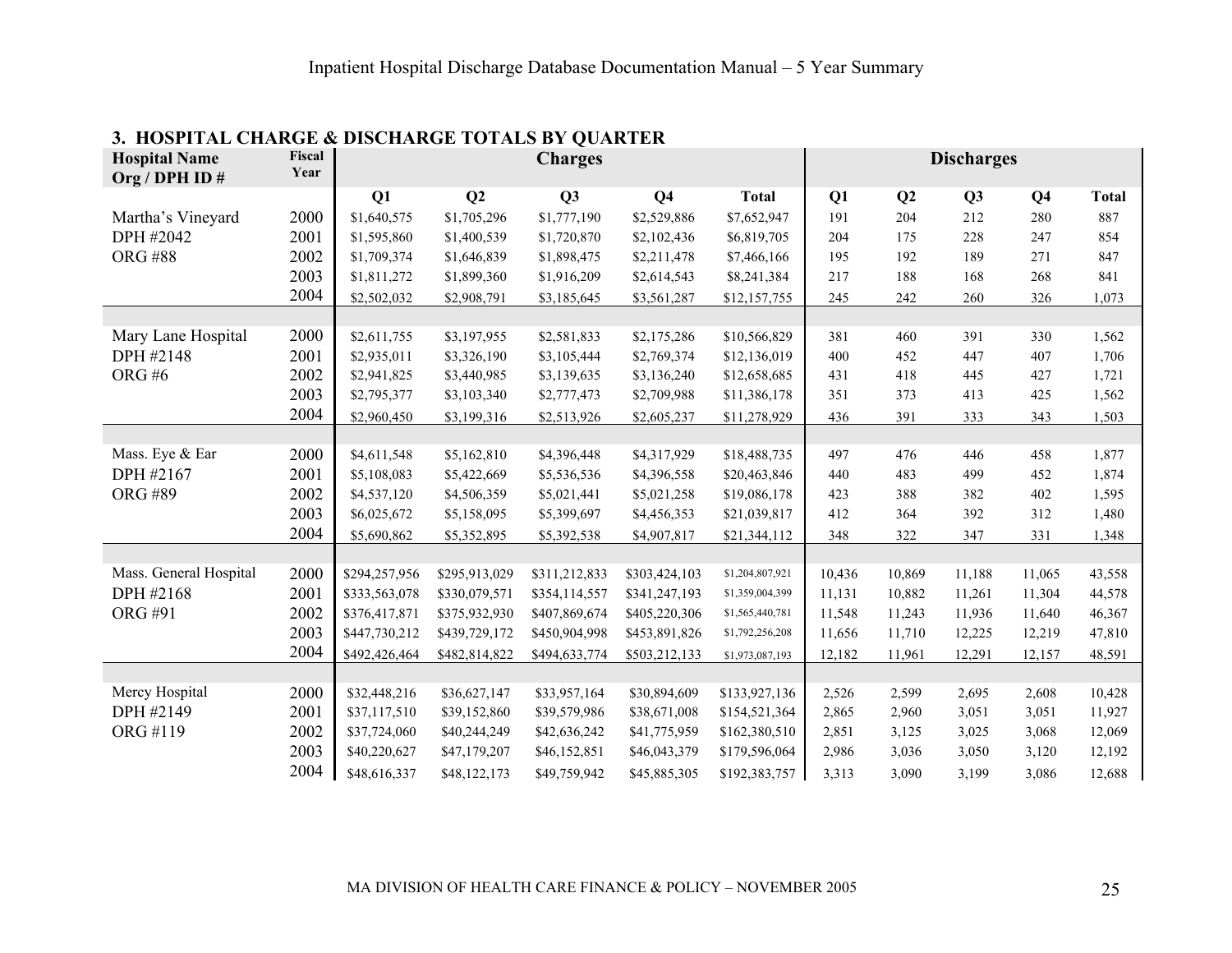## 3. HOSPITAL CHARGE & DISCHARGE TOTALS BY QUARTER

| Hospital Name Org / DPH ID # | Fiscal Year | Charges | | | | | Discharges | | | | |
|---|---|---|---|---|---|---|---|---|---|---|---|
| | | Q1 | Q2 | Q3 | Q4 | Total | Q1 | Q2 | Q3 | Q4 | Total |
| Martha's Vineyard | 2000 | $1,640,575 | $1,705,296 | $1,777,190 | $2,529,886 | $7,652,947 | 191 | 204 | 212 | 280 | 887 |
| DPH #2042 | 2001 | $1,595,860 | $1,400,539 | $1,720,870 | $2,102,436 | $6,819,705 | 204 | 175 | 228 | 247 | 854 |
| ORG #88 | 2002 | $1,709,374 | $1,646,839 | $1,898,475 | $2,211,478 | $7,466,166 | 195 | 192 | 189 | 271 | 847 |
| | 2003 | $1,811,272 | $1,899,360 | $1,916,209 | $2,614,543 | $8,241,384 | 217 | 188 | 168 | 268 | 841 |
| | 2004 | $2,502,032 | $2,908,791 | $3,185,645 | $3,561,287 | $12,157,755 | 245 | 242 | 260 | 326 | 1,073 |
| Mary Lane Hospital | 2000 | $2,611,755 | $3,197,955 | $2,581,833 | $2,175,286 | $10,566,829 | 381 | 460 | 391 | 330 | 1,562 |
| DPH #2148 | 2001 | $2,935,011 | $3,326,190 | $3,105,444 | $2,769,374 | $12,136,019 | 400 | 452 | 447 | 407 | 1,706 |
| ORG #6 | 2002 | $2,941,825 | $3,440,985 | $3,139,635 | $3,136,240 | $12,658,685 | 431 | 418 | 445 | 427 | 1,721 |
| | 2003 | $2,795,377 | $3,103,340 | $2,777,473 | $2,709,988 | $11,386,178 | 351 | 373 | 413 | 425 | 1,562 |
| | 2004 | $2,960,450 | $3,199,316 | $2,513,926 | $2,605,237 | $11,278,929 | 436 | 391 | 333 | 343 | 1,503 |
| Mass. Eye & Ear | 2000 | $4,611,548 | $5,162,810 | $4,396,448 | $4,317,929 | $18,488,735 | 497 | 476 | 446 | 458 | 1,877 |
| DPH #2167 | 2001 | $5,108,083 | $5,422,669 | $5,536,536 | $4,396,558 | $20,463,846 | 440 | 483 | 499 | 452 | 1,874 |
| ORG #89 | 2002 | $4,537,120 | $4,506,359 | $5,021,441 | $5,021,258 | $19,086,178 | 423 | 388 | 382 | 402 | 1,595 |
| | 2003 | $6,025,672 | $5,158,095 | $5,399,697 | $4,456,353 | $21,039,817 | 412 | 364 | 392 | 312 | 1,480 |
| | 2004 | $5,690,862 | $5,352,895 | $5,392,538 | $4,907,817 | $21,344,112 | 348 | 322 | 347 | 331 | 1,348 |
| Mass. General Hospital | 2000 | $294,257,956 | $295,913,029 | $311,212,833 | $303,424,103 | $1,204,807,921 | 10,436 | 10,869 | 11,188 | 11,065 | 43,558 |
| DPH #2168 | 2001 | $333,563,078 | $330,079,571 | $354,114,557 | $341,247,193 | $1,359,004,399 | 11,131 | 10,882 | 11,261 | 11,304 | 44,578 |
| ORG #91 | 2002 | $376,417,871 | $375,932,930 | $407,869,674 | $405,220,306 | $1,565,440,781 | 11,548 | 11,243 | 11,936 | 11,640 | 46,367 |
| | 2003 | $447,730,212 | $439,729,172 | $450,904,998 | $453,891,826 | $1,792,256,208 | 11,656 | 11,710 | 12,225 | 12,219 | 47,810 |
| | 2004 | $492,426,464 | $482,814,822 | $494,633,774 | $503,212,133 | $1,973,087,193 | 12,182 | 11,961 | 12,291 | 12,157 | 48,591 |
| Mercy Hospital | 2000 | $32,448,216 | $36,627,147 | $33,957,164 | $30,894,609 | $133,927,136 | 2,526 | 2,599 | 2,695 | 2,608 | 10,428 |
| DPH #2149 | 2001 | $37,117,510 | $39,152,860 | $39,579,986 | $38,671,008 | $154,521,364 | 2,865 | 2,960 | 3,051 | 3,051 | 11,927 |
| ORG #119 | 2002 | $37,724,060 | $40,244,249 | $42,636,242 | $41,775,959 | $162,380,510 | 2,851 | 3,125 | 3,025 | 3,068 | 12,069 |
| | 2003 | $40,220,627 | $47,179,207 | $46,152,851 | $46,043,379 | $179,596,064 | 2,986 | 3,036 | 3,050 | 3,120 | 12,192 |
| | 2004 | $48,616,337 | $48,122,173 | $49,759,942 | $45,885,305 | $192,383,757 | 3,313 | 3,090 | 3,199 | 3,086 | 12,688 |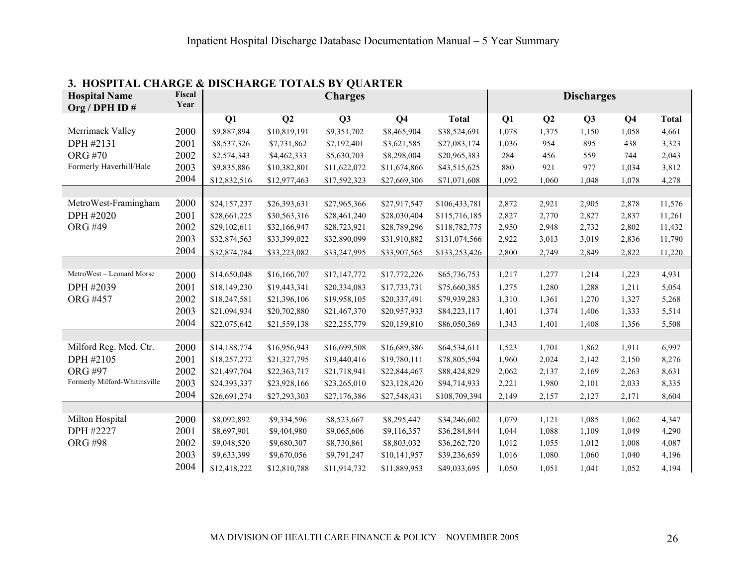## 3. HOSPITAL CHARGE & DISCHARGE TOTALS BY QUARTER

| Hospital Name Org / DPH ID # | Fiscal Year | Charges | | | | | Discharges | | | | |
|---|---|---|---|---|---|---|---|---|---|---|---|
| | | Q1 | Q2 | Q3 | Q4 | Total | Q1 | Q2 | Q3 | Q4 | Total |
| Merrimack Valley | 2000 | $9,887,894 | $10,819,191 | $9,351,702 | $8,465,904 | $38,524,691 | 1,078 | 1,375 | 1,150 | 1,058 | 4,661 |
| DPH #2131 | 2001 | $8,537,326 | $7,731,862 | $7,192,401 | $3,621,585 | $27,083,174 | 1,036 | 954 | 895 | 438 | 3,323 |
| ORG #70 | 2002 | $2,574,343 | $4,462,333 | $5,630,703 | $8,298,004 | $20,965,383 | 284 | 456 | 559 | 744 | 2,043 |
| Formerly Haverhill/Hale | 2003 | $9,835,886 | $10,382,801 | $11,622,072 | $11,674,866 | $43,515,625 | 880 | 921 | 977 | 1,034 | 3,812 |
| | 2004 | $12,832,516 | $12,977,463 | $17,592,323 | $27,669,306 | $71,071,608 | 1,092 | 1,060 | 1,048 | 1,078 | 4,278 |
| MetroWest-Framingham | 2000 | $24,157,237 | $26,393,631 | $27,965,366 | $27,917,547 | $106,433,781 | 2,872 | 2,921 | 2,905 | 2,878 | 11,576 |
| DPH #2020 | 2001 | $28,661,225 | $30,563,316 | $28,461,240 | $28,030,404 | $115,716,185 | 2,827 | 2,770 | 2,827 | 2,837 | 11,261 |
| ORG #49 | 2002 | $29,102,611 | $32,166,947 | $28,723,921 | $28,789,296 | $118,782,775 | 2,950 | 2,948 | 2,732 | 2,802 | 11,432 |
| | 2003 | $32,874,563 | $33,399,022 | $32,890,099 | $31,910,882 | $131,074,566 | 2,922 | 3,013 | 3,019 | 2,836 | 11,790 |
| | 2004 | $32,874,784 | $33,223,082 | $33,247,995 | $33,907,565 | $133,253,426 | 2,800 | 2,749 | 2,849 | 2,822 | 11,220 |
| MetroWest – Leonard Morse | 2000 | $14,650,048 | $16,166,707 | $17,147,772 | $17,772,226 | $65,736,753 | 1,217 | 1,277 | 1,214 | 1,223 | 4,931 |
| DPH #2039 | 2001 | $18,149,230 | $19,443,341 | $20,334,083 | $17,733,731 | $75,660,385 | 1,275 | 1,280 | 1,288 | 1,211 | 5,054 |
| ORG #457 | 2002 | $18,247,581 | $21,396,106 | $19,958,105 | $20,337,491 | $79,939,283 | 1,310 | 1,361 | 1,270 | 1,327 | 5,268 |
| | 2003 | $21,094,934 | $20,702,880 | $21,467,370 | $20,957,933 | $84,223,117 | 1,401 | 1,374 | 1,406 | 1,333 | 5,514 |
| | 2004 | $22,075,642 | $21,559,138 | $22,255,779 | $20,159,810 | $86,050,369 | 1,343 | 1,401 | 1,408 | 1,356 | 5,508 |
| Milford Reg. Med. Ctr. | 2000 | $14,188,774 | $16,956,943 | $16,699,508 | $16,689,386 | $64,534,611 | 1,523 | 1,701 | 1,862 | 1,911 | 6,997 |
| DPH #2105 | 2001 | $18,257,272 | $21,327,795 | $19,440,416 | $19,780,111 | $78,805,594 | 1,960 | 2,024 | 2,142 | 2,150 | 8,276 |
| ORG #97 | 2002 | $21,497,704 | $22,363,717 | $21,718,941 | $22,844,467 | $88,424,829 | 2,062 | 2,137 | 2,169 | 2,263 | 8,631 |
| Formerly Milford-Whitinsville | 2003 | $24,393,337 | $23,928,166 | $23,265,010 | $23,128,420 | $94,714,933 | 2,221 | 1,980 | 2,101 | 2,033 | 8,335 |
| | 2004 | $26,691,274 | $27,293,303 | $27,176,386 | $27,548,431 | $108,709,394 | 2,149 | 2,157 | 2,127 | 2,171 | 8,604 |
| Milton Hospital | 2000 | $8,092,892 | $9,334,596 | $8,523,667 | $8,295,447 | $34,246,602 | 1,079 | 1,121 | 1,085 | 1,062 | 4,347 |
| DPH #2227 | 2001 | $8,697,901 | $9,404,980 | $9,065,606 | $9,116,357 | $36,284,844 | 1,044 | 1,088 | 1,109 | 1,049 | 4,290 |
| ORG #98 | 2002 | $9,048,520 | $9,680,307 | $8,730,861 | $8,803,032 | $36,262,720 | 1,012 | 1,055 | 1,012 | 1,008 | 4,087 |
| | 2003 | $9,633,399 | $9,670,056 | $9,791,247 | $10,141,957 | $39,236,659 | 1,016 | 1,080 | 1,060 | 1,040 | 4,196 |
| | 2004 | $12,418,222 | $12,810,788 | $11,914,732 | $11,889,953 | $49,033,695 | 1,050 | 1,051 | 1,041 | 1,052 | 4,194 |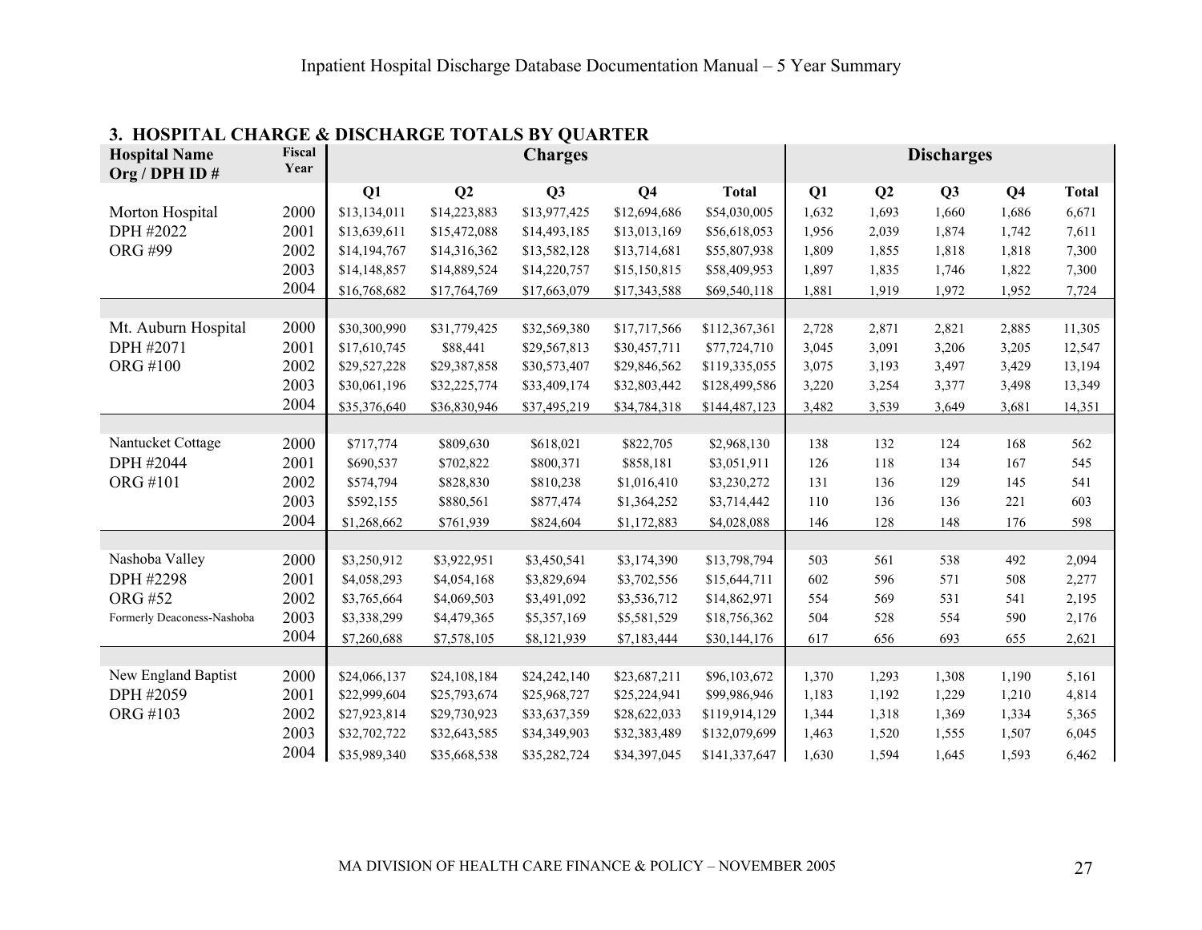## 3. HOSPITAL CHARGE & DISCHARGE TOTALS BY QUARTER

| Hospital Name Org / DPH ID # | Fiscal Year | Charges | | | | | Discharges | | | | |
|---|---|---|---|---|---|---|---|---|---|---|---|
| | | Q1 | Q2 | Q3 | Q4 | Total | Q1 | Q2 | Q3 | Q4 | Total |
| Morton Hospital | 2000 | $13,134,011 | $14,223,883 | $13,977,425 | $12,694,686 | $54,030,005 | 1,632 | 1,693 | 1,660 | 1,686 | 6,671 |
| DPH #2022 | 2001 | $13,639,611 | $15,472,088 | $14,493,185 | $13,013,169 | $56,618,053 | 1,956 | 2,039 | 1,874 | 1,742 | 7,611 |
| ORG #99 | 2002 | $14,194,767 | $14,316,362 | $13,582,128 | $13,714,681 | $55,807,938 | 1,809 | 1,855 | 1,818 | 1,818 | 7,300 |
| | 2003 | $14,148,857 | $14,889,524 | $14,220,757 | $15,150,815 | $58,409,953 | 1,897 | 1,835 | 1,746 | 1,822 | 7,300 |
| | 2004 | $16,768,682 | $17,764,769 | $17,663,079 | $17,343,588 | $69,540,118 | 1,881 | 1,919 | 1,972 | 1,952 | 7,724 |
| Mt. Auburn Hospital | 2000 | $30,300,990 | $31,779,425 | $32,569,380 | $17,717,566 | $112,367,361 | 2,728 | 2,871 | 2,821 | 2,885 | 11,305 |
| DPH #2071 | 2001 | $17,610,745 | $88,441 | $29,567,813 | $30,457,711 | $77,724,710 | 3,045 | 3,091 | 3,206 | 3,205 | 12,547 |
| ORG #100 | 2002 | $29,527,228 | $29,387,858 | $30,573,407 | $29,846,562 | $119,335,055 | 3,075 | 3,193 | 3,497 | 3,429 | 13,194 |
| | 2003 | $30,061,196 | $32,225,774 | $33,409,174 | $32,803,442 | $128,499,586 | 3,220 | 3,254 | 3,377 | 3,498 | 13,349 |
| | 2004 | $35,376,640 | $36,830,946 | $37,495,219 | $34,784,318 | $144,487,123 | 3,482 | 3,539 | 3,649 | 3,681 | 14,351 |
| Nantucket Cottage | 2000 | $717,774 | $809,630 | $618,021 | $822,705 | $2,968,130 | 138 | 132 | 124 | 168 | 562 |
| DPH #2044 | 2001 | $690,537 | $702,822 | $800,371 | $858,181 | $3,051,911 | 126 | 118 | 134 | 167 | 545 |
| ORG #101 | 2002 | $574,794 | $828,830 | $810,238 | $1,016,410 | $3,230,272 | 131 | 136 | 129 | 145 | 541 |
| | 2003 | $592,155 | $880,561 | $877,474 | $1,364,252 | $3,714,442 | 110 | 136 | 136 | 221 | 603 |
| | 2004 | $1,268,662 | $761,939 | $824,604 | $1,172,883 | $4,028,088 | 146 | 128 | 148 | 176 | 598 |
| Nashoba Valley | 2000 | $3,250,912 | $3,922,951 | $3,450,541 | $3,174,390 | $13,798,794 | 503 | 561 | 538 | 492 | 2,094 |
| DPH #2298 | 2001 | $4,058,293 | $4,054,168 | $3,829,694 | $3,702,556 | $15,644,711 | 602 | 596 | 571 | 508 | 2,277 |
| ORG #52 | 2002 | $3,765,664 | $4,069,503 | $3,491,092 | $3,536,712 | $14,862,971 | 554 | 569 | 531 | 541 | 2,195 |
| Formerly Deaconess-Nashoba | 2003 | $3,338,299 | $4,479,365 | $5,357,169 | $5,581,529 | $18,756,362 | 504 | 528 | 554 | 590 | 2,176 |
| | 2004 | $7,260,688 | $7,578,105 | $8,121,939 | $7,183,444 | $30,144,176 | 617 | 656 | 693 | 655 | 2,621 |
| New England Baptist | 2000 | $24,066,137 | $24,108,184 | $24,242,140 | $23,687,211 | $96,103,672 | 1,370 | 1,293 | 1,308 | 1,190 | 5,161 |
| DPH #2059 | 2001 | $22,999,604 | $25,793,674 | $25,968,727 | $25,224,941 | $99,986,946 | 1,183 | 1,192 | 1,229 | 1,210 | 4,814 |
| ORG #103 | 2002 | $27,923,814 | $29,730,923 | $33,637,359 | $28,622,033 | $119,914,129 | 1,344 | 1,318 | 1,369 | 1,334 | 5,365 |
| | 2003 | $32,702,722 | $32,643,585 | $34,349,903 | $32,383,489 | $132,079,699 | 1,463 | 1,520 | 1,555 | 1,507 | 6,045 |
| | 2004 | $35,989,340 | $35,668,538 | $35,282,724 | $34,397,045 | $141,337,647 | 1,630 | 1,594 | 1,645 | 1,593 | 6,462 |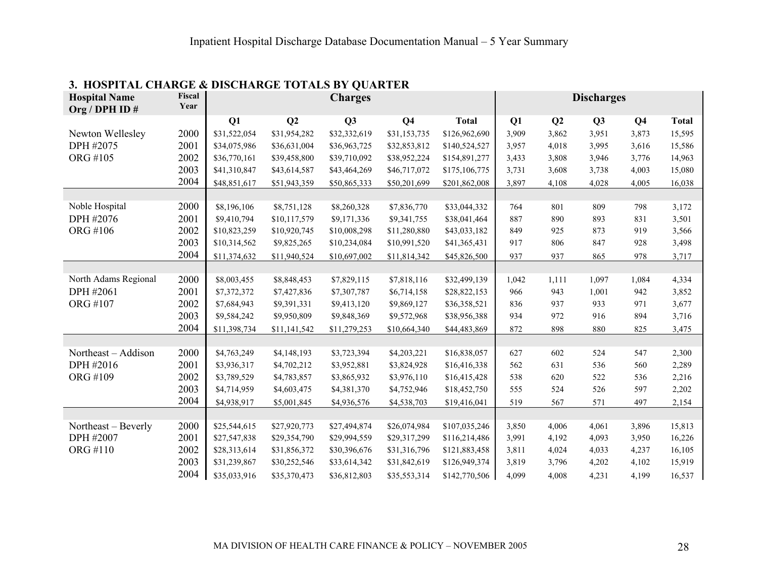### 3. HOSPITAL CHARGE & DISCHARGE TOTALS BY QUARTER

| Hospital Name Org / DPH ID # | Fiscal Year | Charges | | | | | Discharges | | | | |
|---|---|---|---|---|---|---|---|---|---|---|---|
| | | Q1 | Q2 | Q3 | Q4 | Total | Q1 | Q2 | Q3 | Q4 | Total |
| Newton Wellesley | 2000 | $31,522,054 | $31,954,282 | $32,332,619 | $31,153,735 | $126,962,690 | 3,909 | 3,862 | 3,951 | 3,873 | 15,595 |
| DPH #2075 | 2001 | $34,075,986 | $36,631,004 | $36,963,725 | $32,853,812 | $140,524,527 | 3,957 | 4,018 | 3,995 | 3,616 | 15,586 |
| ORG #105 | 2002 | $36,770,161 | $39,458,800 | $39,710,092 | $38,952,224 | $154,891,277 | 3,433 | 3,808 | 3,946 | 3,776 | 14,963 |
| | 2003 | $41,310,847 | $43,614,587 | $43,464,269 | $46,717,072 | $175,106,775 | 3,731 | 3,608 | 3,738 | 4,003 | 15,080 |
| | 2004 | $48,851,617 | $51,943,359 | $50,865,333 | $50,201,699 | $201,862,008 | 3,897 | 4,108 | 4,028 | 4,005 | 16,038 |
| | | | | | | | | | | | |
| Noble Hospital | 2000 | $8,196,106 | $8,751,128 | $8,260,328 | $7,836,770 | $33,044,332 | 764 | 801 | 809 | 798 | 3,172 |
| DPH #2076 | 2001 | $9,410,794 | $10,117,579 | $9,171,336 | $9,341,755 | $38,041,464 | 887 | 890 | 893 | 831 | 3,501 |
| ORG #106 | 2002 | $10,823,259 | $10,920,745 | $10,008,298 | $11,280,880 | $43,033,182 | 849 | 925 | 873 | 919 | 3,566 |
| | 2003 | $10,314,562 | $9,825,265 | $10,234,084 | $10,991,520 | $41,365,431 | 917 | 806 | 847 | 928 | 3,498 |
| | 2004 | $11,374,632 | $11,940,524 | $10,697,002 | $11,814,342 | $45,826,500 | 937 | 937 | 865 | 978 | 3,717 |
| | | | | | | | | | | | |
| North Adams Regional | 2000 | $8,003,455 | $8,848,453 | $7,829,115 | $7,818,116 | $32,499,139 | 1,042 | 1,111 | 1,097 | 1,084 | 4,334 |
| DPH #2061 | 2001 | $7,372,372 | $7,427,836 | $7,307,787 | $6,714,158 | $28,822,153 | 966 | 943 | 1,001 | 942 | 3,852 |
| ORG #107 | 2002 | $7,684,943 | $9,391,331 | $9,413,120 | $9,869,127 | $36,358,521 | 836 | 937 | 933 | 971 | 3,677 |
| | 2003 | $9,584,242 | $9,950,809 | $9,848,369 | $9,572,968 | $38,956,388 | 934 | 972 | 916 | 894 | 3,716 |
| | 2004 | $11,398,734 | $11,141,542 | $11,279,253 | $10,664,340 | $44,483,869 | 872 | 898 | 880 | 825 | 3,475 |
| | | | | | | | | | | | |
| Northeast – Addison | 2000 | $4,763,249 | $4,148,193 | $3,723,394 | $4,203,221 | $16,838,057 | 627 | 602 | 524 | 547 | 2,300 |
| DPH #2016 | 2001 | $3,936,317 | $4,702,212 | $3,952,881 | $3,824,928 | $16,416,338 | 562 | 631 | 536 | 560 | 2,289 |
| ORG #109 | 2002 | $3,789,529 | $4,783,857 | $3,865,932 | $3,976,110 | $16,415,428 | 538 | 620 | 522 | 536 | 2,216 |
| | 2003 | $4,714,959 | $4,603,475 | $4,381,370 | $4,752,946 | $18,452,750 | 555 | 524 | 526 | 597 | 2,202 |
| | 2004 | $4,938,917 | $5,001,845 | $4,936,576 | $4,538,703 | $19,416,041 | 519 | 567 | 571 | 497 | 2,154 |
| | | | | | | | | | | | |
| Northeast – Beverly | 2000 | $25,544,615 | $27,920,773 | $27,494,874 | $26,074,984 | $107,035,246 | 3,850 | 4,006 | 4,061 | 3,896 | 15,813 |
| DPH #2007 | 2001 | $27,547,838 | $29,354,790 | $29,994,559 | $29,317,299 | $116,214,486 | 3,991 | 4,192 | 4,093 | 3,950 | 16,226 |
| ORG #110 | 2002 | $28,313,614 | $31,856,372 | $30,396,676 | $31,316,796 | $121,883,458 | 3,811 | 4,024 | 4,033 | 4,237 | 16,105 |
| | 2003 | $31,239,867 | $30,252,546 | $33,614,342 | $31,842,619 | $126,949,374 | 3,819 | 3,796 | 4,202 | 4,102 | 15,919 |
| | 2004 | $35,033,916 | $35,370,473 | $36,812,803 | $35,553,314 | $142,770,506 | 4,099 | 4,008 | 4,231 | 4,199 | 16,537 |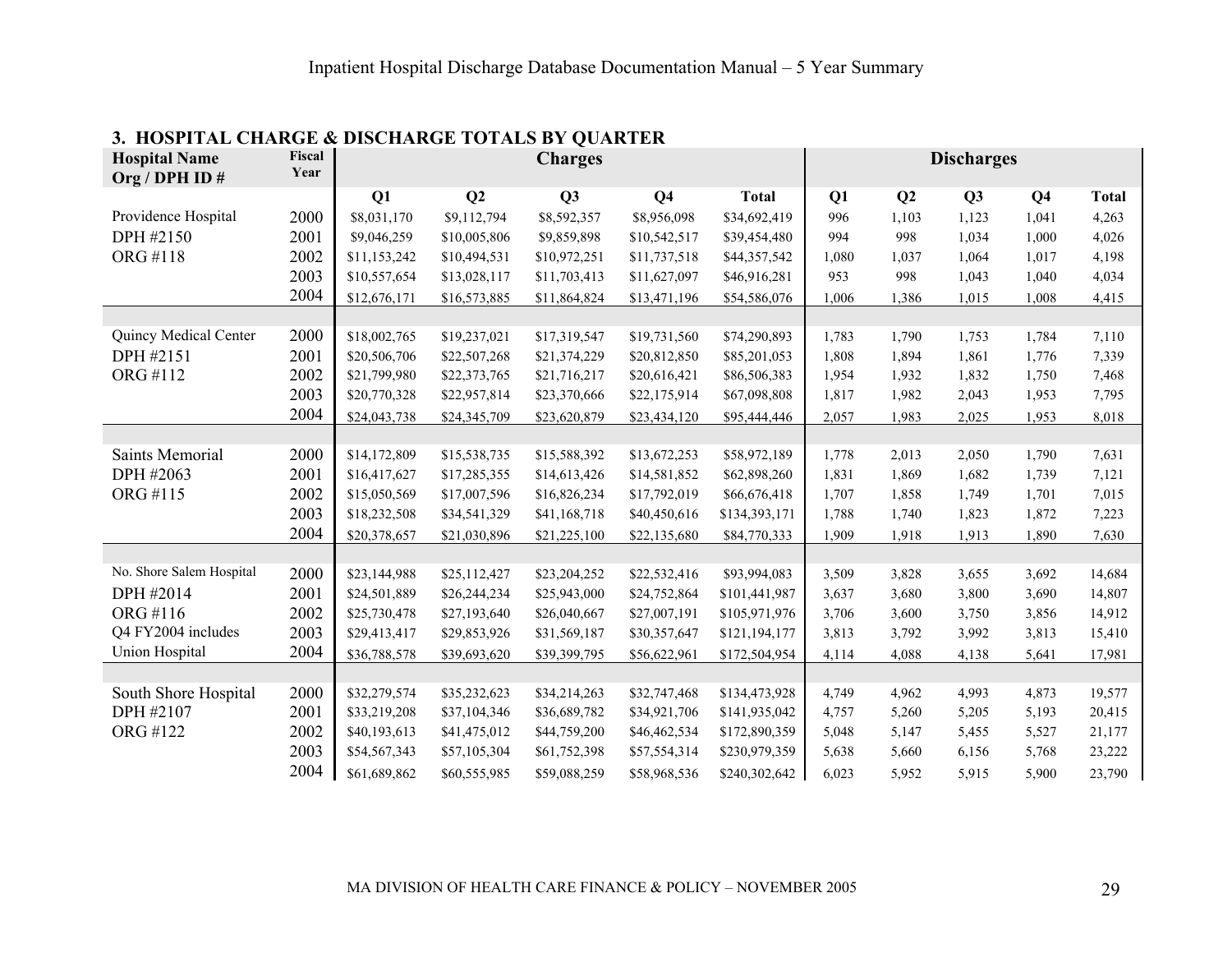### 3. HOSPITAL CHARGE & DISCHARGE TOTALS BY QUARTER

| Hospital Name Org / DPH ID # | Fiscal Year | Charges | | | | | Discharges | | | | |
|---|---|---|---|---|---|---|---|---|---|---|---|
| | | Q1 | Q2 | Q3 | Q4 | Total | Q1 | Q2 | Q3 | Q4 | Total |
| Providence Hospital | 2000 | $8,031,170 | $9,112,794 | $8,592,357 | $8,956,098 | $34,692,419 | 996 | 1,103 | 1,123 | 1,041 | 4,263 |
| DPH #2150 | 2001 | $9,046,259 | $10,005,806 | $9,859,898 | $10,542,517 | $39,454,480 | 994 | 998 | 1,034 | 1,000 | 4,026 |
| ORG #118 | 2002 | $11,153,242 | $10,494,531 | $10,972,251 | $11,737,518 | $44,357,542 | 1,080 | 1,037 | 1,064 | 1,017 | 4,198 |
| | 2003 | $10,557,654 | $13,028,117 | $11,703,413 | $11,627,097 | $46,916,281 | 953 | 998 | 1,043 | 1,040 | 4,034 |
| | 2004 | $12,676,171 | $16,573,885 | $11,864,824 | $13,471,196 | $54,586,076 | 1,006 | 1,386 | 1,015 | 1,008 | 4,415 |
| | | | | | | | | | | | |
| Quincy Medical Center | 2000 | $18,002,765 | $19,237,021 | $17,319,547 | $19,731,560 | $74,290,893 | 1,783 | 1,790 | 1,753 | 1,784 | 7,110 |
| DPH #2151 | 2001 | $20,506,706 | $22,507,268 | $21,374,229 | $20,812,850 | $85,201,053 | 1,808 | 1,894 | 1,861 | 1,776 | 7,339 |
| ORG #112 | 2002 | $21,799,980 | $22,373,765 | $21,716,217 | $20,616,421 | $86,506,383 | 1,954 | 1,932 | 1,832 | 1,750 | 7,468 |
| | 2003 | $20,770,328 | $22,957,814 | $23,370,666 | $22,175,914 | $67,098,808 | 1,817 | 1,982 | 2,043 | 1,953 | 7,795 |
| | 2004 | $24,043,738 | $24,345,709 | $23,620,879 | $23,434,120 | $95,444,446 | 2,057 | 1,983 | 2,025 | 1,953 | 8,018 |
| | | | | | | | | | | | |
| Saints Memorial | 2000 | $14,172,809 | $15,538,735 | $15,588,392 | $13,672,253 | $58,972,189 | 1,778 | 2,013 | 2,050 | 1,790 | 7,631 |
| DPH #2063 | 2001 | $16,417,627 | $17,285,355 | $14,613,426 | $14,581,852 | $62,898,260 | 1,831 | 1,869 | 1,682 | 1,739 | 7,121 |
| ORG #115 | 2002 | $15,050,569 | $17,007,596 | $16,826,234 | $17,792,019 | $66,676,418 | 1,707 | 1,858 | 1,749 | 1,701 | 7,015 |
| | 2003 | $18,232,508 | $34,541,329 | $41,168,718 | $40,450,616 | $134,393,171 | 1,788 | 1,740 | 1,823 | 1,872 | 7,223 |
| | 2004 | $20,378,657 | $21,030,896 | $21,225,100 | $22,135,680 | $84,770,333 | 1,909 | 1,918 | 1,913 | 1,890 | 7,630 |
| | | | | | | | | | | | |
| No. Shore Salem Hospital | 2000 | $23,144,988 | $25,112,427 | $23,204,252 | $22,532,416 | $93,994,083 | 3,509 | 3,828 | 3,655 | 3,692 | 14,684 |
| DPH #2014 | 2001 | $24,501,889 | $26,244,234 | $25,943,000 | $24,752,864 | $101,441,987 | 3,637 | 3,680 | 3,800 | 3,690 | 14,807 |
| ORG #116 | 2002 | $25,730,478 | $27,193,640 | $26,040,667 | $27,007,191 | $105,971,976 | 3,706 | 3,600 | 3,750 | 3,856 | 14,912 |
| Q4 FY2004 includes | 2003 | $29,413,417 | $29,853,926 | $31,569,187 | $30,357,647 | $121,194,177 | 3,813 | 3,792 | 3,992 | 3,813 | 15,410 |
| Union Hospital | 2004 | $36,788,578 | $39,693,620 | $39,399,795 | $56,622,961 | $172,504,954 | 4,114 | 4,088 | 4,138 | 5,641 | 17,981 |
| | | | | | | | | | | | |
| South Shore Hospital | 2000 | $32,279,574 | $35,232,623 | $34,214,263 | $32,747,468 | $134,473,928 | 4,749 | 4,962 | 4,993 | 4,873 | 19,577 |
| DPH #2107 | 2001 | $33,219,208 | $37,104,346 | $36,689,782 | $34,921,706 | $141,935,042 | 4,757 | 5,260 | 5,205 | 5,193 | 20,415 |
| ORG #122 | 2002 | $40,193,613 | $41,475,012 | $44,759,200 | $46,462,534 | $172,890,359 | 5,048 | 5,147 | 5,455 | 5,527 | 21,177 |
| | 2003 | $54,567,343 | $57,105,304 | $61,752,398 | $57,554,314 | $230,979,359 | 5,638 | 5,660 | 6,156 | 5,768 | 23,222 |
| | 2004 | $61,689,862 | $60,555,985 | $59,088,259 | $58,968,536 | $240,302,642 | 6,023 | 5,952 | 5,915 | 5,900 | 23,790 |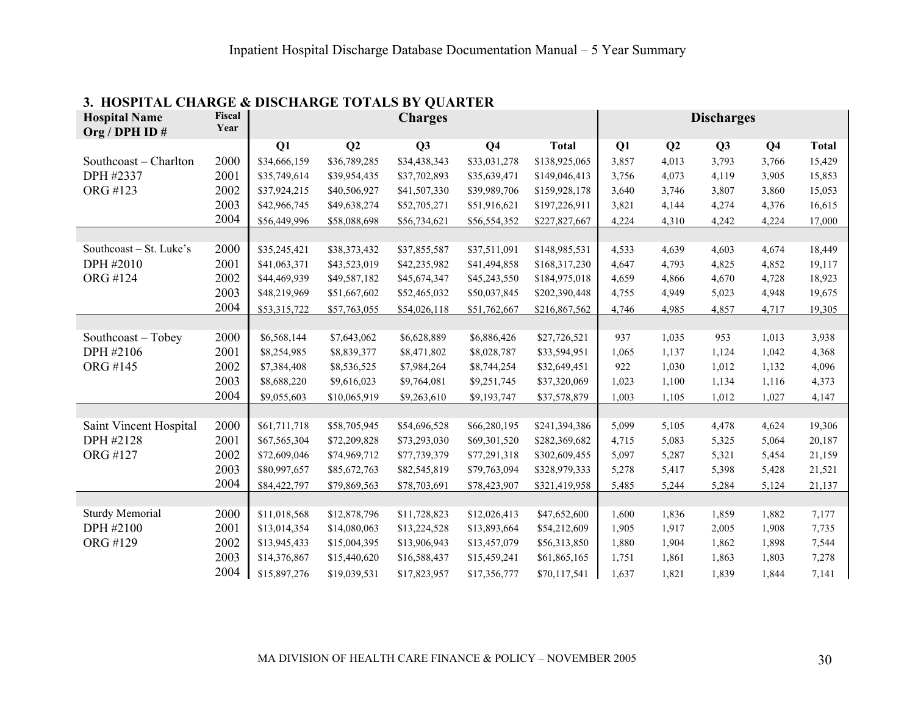## 3. HOSPITAL CHARGE & DISCHARGE TOTALS BY QUARTER

| Hospital Name Org / DPH ID # | Fiscal Year | Charges | | | | | Discharges | | | | |
|---|---|---|---|---|---|---|---|---|---|---|---|
| | | Q1 | Q2 | Q3 | Q4 | Total | Q1 | Q2 | Q3 | Q4 | Total |
| Southcoast – Charlton | 2000 | $34,666,159 | $36,789,285 | $34,438,343 | $33,031,278 | $138,925,065 | 3,857 | 4,013 | 3,793 | 3,766 | 15,429 |
| DPH #2337 | 2001 | $35,749,614 | $39,954,435 | $37,702,893 | $35,639,471 | $149,046,413 | 3,756 | 4,073 | 4,119 | 3,905 | 15,853 |
| ORG #123 | 2002 | $37,924,215 | $40,506,927 | $41,507,330 | $39,989,706 | $159,928,178 | 3,640 | 3,746 | 3,807 | 3,860 | 15,053 |
| | 2003 | $42,966,745 | $49,638,274 | $52,705,271 | $51,916,621 | $197,226,911 | 3,821 | 4,144 | 4,274 | 4,376 | 16,615 |
| | 2004 | $56,449,996 | $58,088,698 | $56,734,621 | $56,554,352 | $227,827,667 | 4,224 | 4,310 | 4,242 | 4,224 | 17,000 |
| Southcoast – St. Luke's | 2000 | $35,245,421 | $38,373,432 | $37,855,587 | $37,511,091 | $148,985,531 | 4,533 | 4,639 | 4,603 | 4,674 | 18,449 |
| DPH #2010 | 2001 | $41,063,371 | $43,523,019 | $42,235,982 | $41,494,858 | $168,317,230 | 4,647 | 4,793 | 4,825 | 4,852 | 19,117 |
| ORG #124 | 2002 | $44,469,939 | $49,587,182 | $45,674,347 | $45,243,550 | $184,975,018 | 4,659 | 4,866 | 4,670 | 4,728 | 18,923 |
| | 2003 | $48,219,969 | $51,667,602 | $52,465,032 | $50,037,845 | $202,390,448 | 4,755 | 4,949 | 5,023 | 4,948 | 19,675 |
| | 2004 | $53,315,722 | $57,763,055 | $54,026,118 | $51,762,667 | $216,867,562 | 4,746 | 4,985 | 4,857 | 4,717 | 19,305 |
| Southcoast – Tobey | 2000 | $6,568,144 | $7,643,062 | $6,628,889 | $6,886,426 | $27,726,521 | 937 | 1,035 | 953 | 1,013 | 3,938 |
| DPH #2106 | 2001 | $8,254,985 | $8,839,377 | $8,471,802 | $8,028,787 | $33,594,951 | 1,065 | 1,137 | 1,124 | 1,042 | 4,368 |
| ORG #145 | 2002 | $7,384,408 | $8,536,525 | $7,984,264 | $8,744,254 | $32,649,451 | 922 | 1,030 | 1,012 | 1,132 | 4,096 |
| | 2003 | $8,688,220 | $9,616,023 | $9,764,081 | $9,251,745 | $37,320,069 | 1,023 | 1,100 | 1,134 | 1,116 | 4,373 |
| | 2004 | $9,055,603 | $10,065,919 | $9,263,610 | $9,193,747 | $37,578,879 | 1,003 | 1,105 | 1,012 | 1,027 | 4,147 |
| Saint Vincent Hospital | 2000 | $61,711,718 | $58,705,945 | $54,696,528 | $66,280,195 | $241,394,386 | 5,099 | 5,105 | 4,478 | 4,624 | 19,306 |
| DPH #2128 | 2001 | $67,565,304 | $72,209,828 | $73,293,030 | $69,301,520 | $282,369,682 | 4,715 | 5,083 | 5,325 | 5,064 | 20,187 |
| ORG #127 | 2002 | $72,609,046 | $74,969,712 | $77,739,379 | $77,291,318 | $302,609,455 | 5,097 | 5,287 | 5,321 | 5,454 | 21,159 |
| | 2003 | $80,997,657 | $85,672,763 | $82,545,819 | $79,763,094 | $328,979,333 | 5,278 | 5,417 | 5,398 | 5,428 | 21,521 |
| | 2004 | $84,422,797 | $79,869,563 | $78,703,691 | $78,423,907 | $321,419,958 | 5,485 | 5,244 | 5,284 | 5,124 | 21,137 |
| Sturdy Memorial | 2000 | $11,018,568 | $12,878,796 | $11,728,823 | $12,026,413 | $47,652,600 | 1,600 | 1,836 | 1,859 | 1,882 | 7,177 |
| DPH #2100 | 2001 | $13,014,354 | $14,080,063 | $13,224,528 | $13,893,664 | $54,212,609 | 1,905 | 1,917 | 2,005 | 1,908 | 7,735 |
| ORG #129 | 2002 | $13,945,433 | $15,004,395 | $13,906,943 | $13,457,079 | $56,313,850 | 1,880 | 1,904 | 1,862 | 1,898 | 7,544 |
| | 2003 | $14,376,867 | $15,440,620 | $16,588,437 | $15,459,241 | $61,865,165 | 1,751 | 1,861 | 1,863 | 1,803 | 7,278 |
| | 2004 | $15,897,276 | $19,039,531 | $17,823,957 | $17,356,777 | $70,117,541 | 1,637 | 1,821 | 1,839 | 1,844 | 7,141 |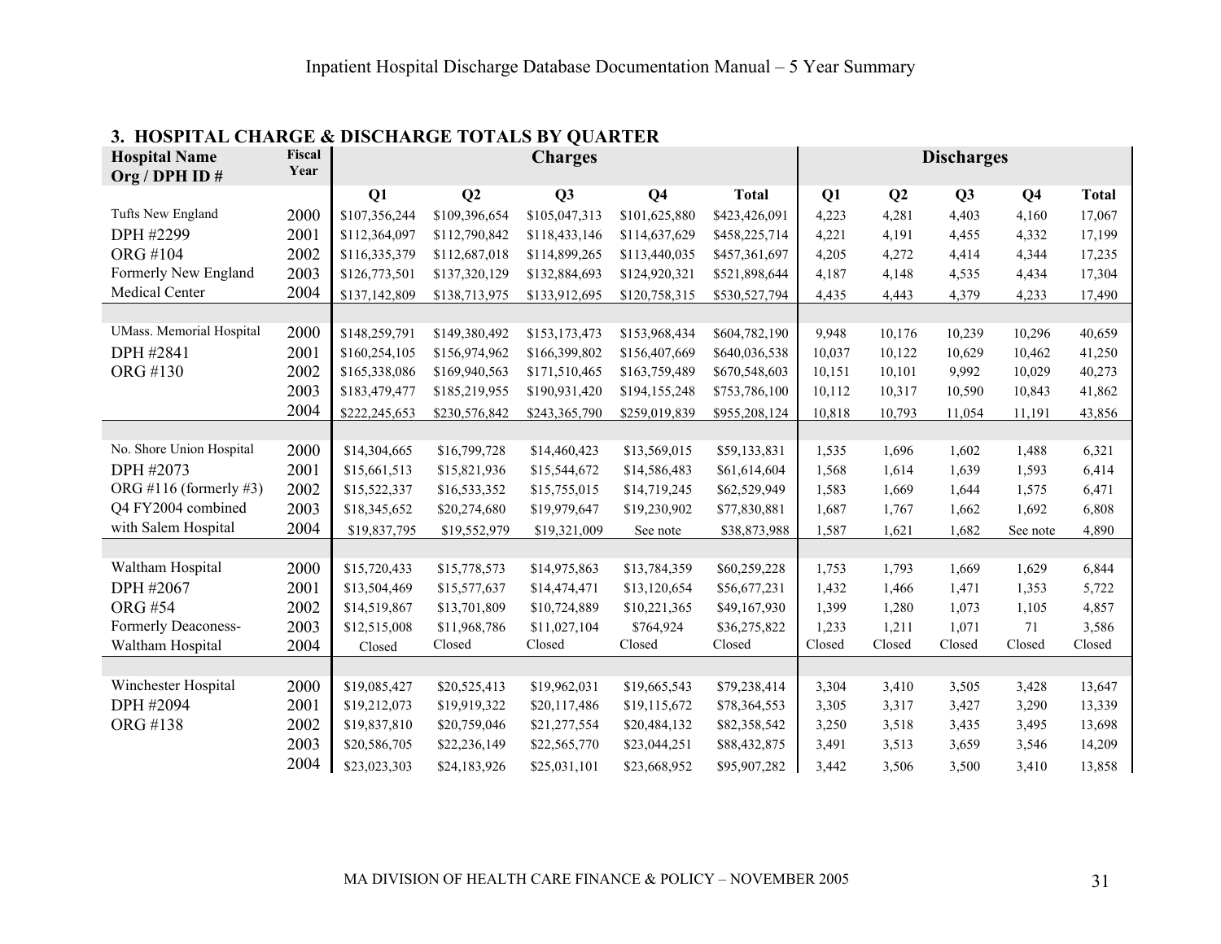## 3. HOSPITAL CHARGE & DISCHARGE TOTALS BY QUARTER

| Hospital Name Org / DPH ID # | Fiscal Year | Charges | | | | | Discharges | | | | |
|---|---|---|---|---|---|---|---|---|---|---|---|
| | | Q1 | Q2 | Q3 | Q4 | Total | Q1 | Q2 | Q3 | Q4 | Total |
| Tufts New England | 2000 | $107,356,244 | $109,396,654 | $105,047,313 | $101,625,880 | $423,426,091 | 4,223 | 4,281 | 4,403 | 4,160 | 17,067 |
| DPH #2299 | 2001 | $112,364,097 | $112,790,842 | $118,433,146 | $114,637,629 | $458,225,714 | 4,221 | 4,191 | 4,455 | 4,332 | 17,199 |
| ORG #104 | 2002 | $116,335,379 | $112,687,018 | $114,899,265 | $113,440,035 | $457,361,697 | 4,205 | 4,272 | 4,414 | 4,344 | 17,235 |
| Formerly New England | 2003 | $126,773,501 | $137,320,129 | $132,884,693 | $124,920,321 | $521,898,644 | 4,187 | 4,148 | 4,535 | 4,434 | 17,304 |
| Medical Center | 2004 | $137,142,809 | $138,713,975 | $133,912,695 | $120,758,315 | $530,527,794 | 4,435 | 4,443 | 4,379 | 4,233 | 17,490 |
| | | | | | | | | | | | |
| UMass. Memorial Hospital | 2000 | $148,259,791 | $149,380,492 | $153,173,473 | $153,968,434 | $604,782,190 | 9,948 | 10,176 | 10,239 | 10,296 | 40,659 |
| DPH #2841 | 2001 | $160,254,105 | $156,974,962 | $166,399,802 | $156,407,669 | $640,036,538 | 10,037 | 10,122 | 10,629 | 10,462 | 41,250 |
| ORG #130 | 2002 | $165,338,086 | $169,940,563 | $171,510,465 | $163,759,489 | $670,548,603 | 10,151 | 10,101 | 9,992 | 10,029 | 40,273 |
| | 2003 | $183,479,477 | $185,219,955 | $190,931,420 | $194,155,248 | $753,786,100 | 10,112 | 10,317 | 10,590 | 10,843 | 41,862 |
| | 2004 | $222,245,653 | $230,576,842 | $243,365,790 | $259,019,839 | $955,208,124 | 10,818 | 10,793 | 11,054 | 11,191 | 43,856 |
| | | | | | | | | | | | |
| No. Shore Union Hospital | 2000 | $14,304,665 | $16,799,728 | $14,460,423 | $13,569,015 | $59,133,831 | 1,535 | 1,696 | 1,602 | 1,488 | 6,321 |
| DPH #2073 | 2001 | $15,661,513 | $15,821,936 | $15,544,672 | $14,586,483 | $61,614,604 | 1,568 | 1,614 | 1,639 | 1,593 | 6,414 |
| ORG #116 (formerly #3) | 2002 | $15,522,337 | $16,533,352 | $15,755,015 | $14,719,245 | $62,529,949 | 1,583 | 1,669 | 1,644 | 1,575 | 6,471 |
| Q4 FY2004 combined | 2003 | $18,345,652 | $20,274,680 | $19,979,647 | $19,230,902 | $77,830,881 | 1,687 | 1,767 | 1,662 | 1,692 | 6,808 |
| with Salem Hospital | 2004 | $19,837,795 | $19,552,979 | $19,321,009 | See note | $38,873,988 | 1,587 | 1,621 | 1,682 | See note | 4,890 |
| | | | | | | | | | | | |
| Waltham Hospital | 2000 | $15,720,433 | $15,778,573 | $14,975,863 | $13,784,359 | $60,259,228 | 1,753 | 1,793 | 1,669 | 1,629 | 6,844 |
| DPH #2067 | 2001 | $13,504,469 | $15,577,637 | $14,474,471 | $13,120,654 | $56,677,231 | 1,432 | 1,466 | 1,471 | 1,353 | 5,722 |
| ORG #54 | 2002 | $14,519,867 | $13,701,809 | $10,724,889 | $10,221,365 | $49,167,930 | 1,399 | 1,280 | 1,073 | 1,105 | 4,857 |
| Formerly Deaconess- | 2003 | $12,515,008 | $11,968,786 | $11,027,104 | $764,924 | $36,275,822 | 1,233 | 1,211 | 1,071 | 71 | 3,586 |
| Waltham Hospital | 2004 | Closed | Closed | Closed | Closed | Closed | Closed | Closed | Closed | Closed | Closed |
| | | | | | | | | | | | |
| Winchester Hospital | 2000 | $19,085,427 | $20,525,413 | $19,962,031 | $19,665,543 | $79,238,414 | 3,304 | 3,410 | 3,505 | 3,428 | 13,647 |
| DPH #2094 | 2001 | $19,212,073 | $19,919,322 | $20,117,486 | $19,115,672 | $78,364,553 | 3,305 | 3,317 | 3,427 | 3,290 | 13,339 |
| ORG #138 | 2002 | $19,837,810 | $20,759,046 | $21,277,554 | $20,484,132 | $82,358,542 | 3,250 | 3,518 | 3,435 | 3,495 | 13,698 |
| | 2003 | $20,586,705 | $22,236,149 | $22,565,770 | $23,044,251 | $88,432,875 | 3,491 | 3,513 | 3,659 | 3,546 | 14,209 |
| | 2004 | $23,023,303 | $24,183,926 | $25,031,101 | $23,668,952 | $95,907,282 | 3,442 | 3,506 | 3,500 | 3,410 | 13,858 |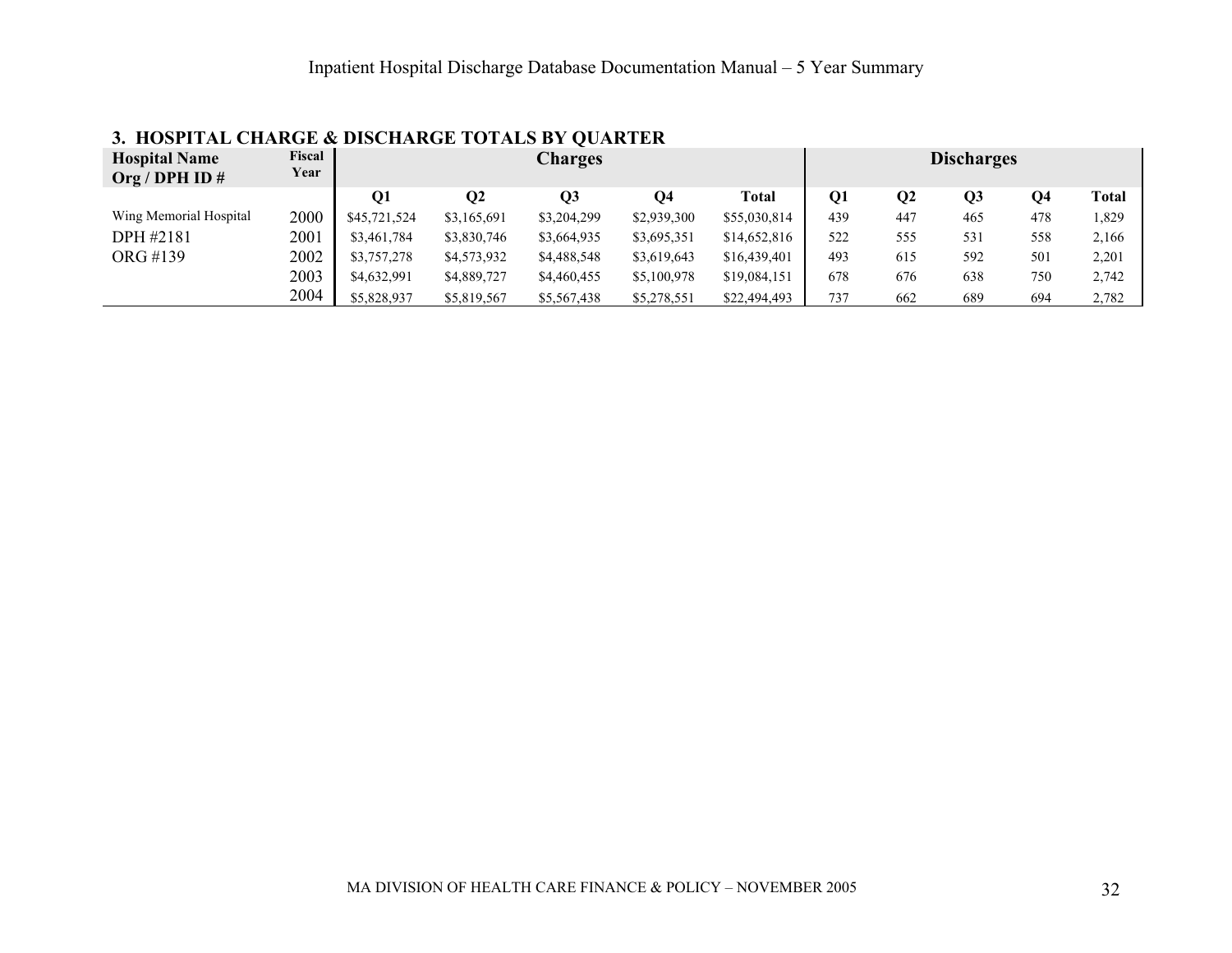## 3. HOSPITAL CHARGE & DISCHARGE TOTALS BY QUARTER

| Hospital Name Org / DPH ID # | Fiscal Year | Charges | | | | | Discharges | | | | |
|---|---|---|---|---|---|---|---|---|---|---|---|
| | | Q1 | Q2 | Q3 | Q4 | Total | Q1 | Q2 | Q3 | Q4 | Total |
| Wing Memorial Hospital | 2000 | $45,721,524 | $3,165,691 | $3,204,299 | $2,939,300 | $55,030,814 | 439 | 447 | 465 | 478 | 1,829 |
| DPH #2181 | 2001 | $3,461,784 | $3,830,746 | $3,664,935 | $3,695,351 | $14,652,816 | 522 | 555 | 531 | 558 | 2,166 |
| ORG #139 | 2002 | $3,757,278 | $4,573,932 | $4,488,548 | $3,619,643 | $16,439,401 | 493 | 615 | 592 | 501 | 2,201 |
| | 2003 | $4,632,991 | $4,889,727 | $4,460,455 | $5,100,978 | $19,084,151 | 678 | 676 | 638 | 750 | 2,742 |
| | 2004 | $5,828,937 | $5,819,567 | $5,567,438 | $5,278,551 | $22,494,493 | 737 | 662 | 689 | 694 | 2,782 |